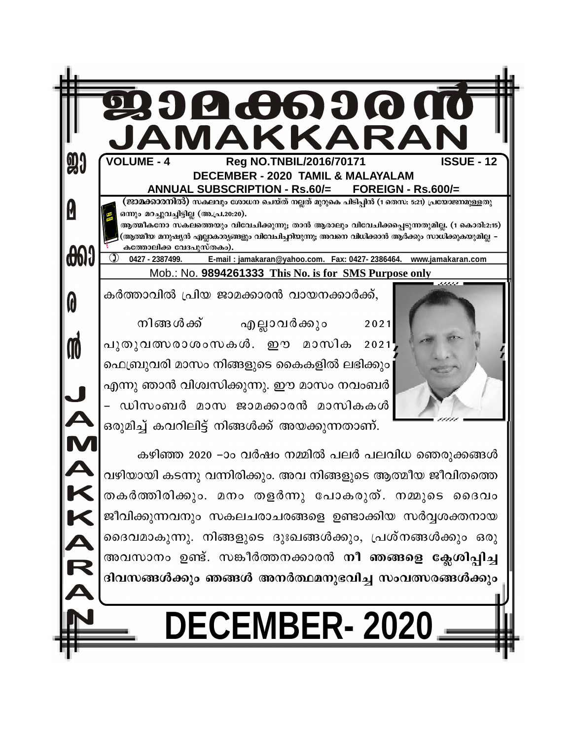# ജാമക്കാരൻ
# JAMAKKARAN

**VOLUME - 4** **Reg NO.TNBIL/2016/70171** **ISSUE - 12**

**DECEMBER - 2020 TAMIL & MALAYALAM**

**ANNUAL SUBSCRIPTION - Rs.60/= FOREIGN - Rs.600/=**

**(ജാമക്കാരനിൽ)** സകലവും ശോധന ചെയ്ത് നല്ലത് മുറുകെ പിടിപ്പിൻ (1 തെസ: 5:21) പ്രയോജനമുള്ളതു ഒന്നും മറച്ചുവച്ചിട്ടില്ല (അ.പ്ര,20:20).

ആത്മീകനോ സകലത്തെയും വിവേചിക്കുന്നു; താൻ ആരാലും വിവേചിക്കപ്പെടുന്നതുമില്ല. (1 കൊരി:2:15) (ആത്മീയ മനുഷ്യൻ എല്ലാകാര്യങ്ങളും വിവേചിച്ചറിയുന്നു; അവനെ വിധിക്കാൻ ആർക്കും സാധിക്കുകയുമില്ല – കത്തോലിക്ക വേദപുസ്തകം).

0427 - 2387499. E-mail : jamakaran@yahoo.com. Fax: 0427- 2386464. www.jamakaran.com

Mob.: No. **9894261333 This No. is for SMS Purpose only**

കർത്താവിൽ പ്രിയ ജാമക്കാരൻ വായനക്കാർക്ക്,

നിങ്ങൾക്ക് എല്ലാവർക്കും 2021 പുതുവത്സരാശംസകൾ. ഈ മാസിക 2021 ഫെബ്രുവരി മാസം നിങ്ങളുടെ കൈകളിൽ ലഭിക്കും എന്നു ഞാൻ വിശ്വസിക്കുന്നു. ഈ മാസം നവംബർ – ഡിസംബർ മാസ ജാമക്കാരൻ മാസികകൾ ഒരുമിച്ച് കവറിലിട്ട് നിങ്ങൾക്ക് അയക്കുന്നതാണ്.

കഴിഞ്ഞ 2020 –ാം വർഷം നമ്മിൽ പലർ പലവിധ ഞെരുക്കങ്ങൾ വഴിയായി കടന്നു വന്നിരിക്കും. അവ നിങ്ങളുടെ ആത്മീയ ജീവിതത്തെ തകർത്തിരിക്കും. മനം തളർന്നു പോകരുത്. നമ്മുടെ ദൈവം ജീവിക്കുന്നവനും സകലചരാചരങ്ങളെ ഉണ്ടാക്കിയ സർവ്വശക്തനായ ദൈവമാകുന്നു. നിങ്ങളുടെ ദുഃഖങ്ങൾക്കും, പ്രശ്നങ്ങൾക്കും ഒരു അവസാനം ഉണ്ട്. സങ്കീർത്തനക്കാരൻ **നീ ഞങ്ങളെ ക്ലേശിപ്പിച്ച ദിവസങ്ങൾക്കും ഞങ്ങൾ അനർത്ഥമനുഭവിച്ച സംവത്സരങ്ങൾക്കും**

# DECEMBER- 2020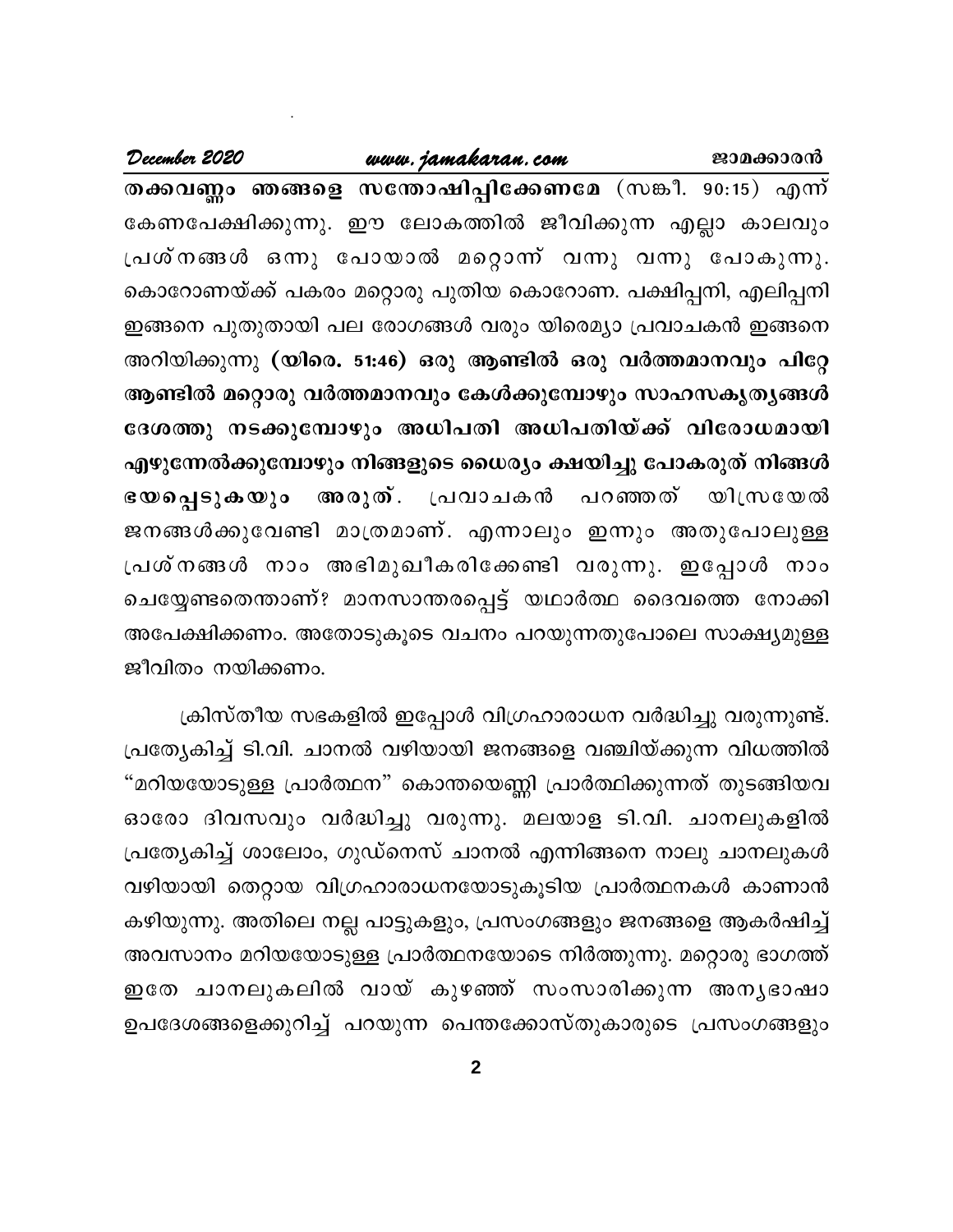**തക്കവണ്ണം ഞങ്ങളെ സന്തോഷിപ്പിക്കേണമേ** (സങ്കീ. 90:15) എന്ന് കേണപേക്ഷിക്കുന്നു. ഈ ലോകത്തിൽ ജീവിക്കുന്ന എല്ലാ കാലവും പ്രശ്നങ്ങൾ ഒന്നു പോയാൽ മറ്റൊന്ന് വന്നു വന്നു പോകുന്നു. കൊറോണയ്ക്ക് പകരം മറ്റൊരു പുതിയ കൊറോണ. പക്ഷിപ്പനി, എലിപ്പനി ഇങ്ങനെ പുതുതായി പല രോഗങ്ങൾ വരും യിരെമ്യാ പ്രവാചകൻ ഇങ്ങനെ അറിയിക്കുന്നു **(യിരെ. 51:46) ഒരു ആണ്ടിൽ ഒരു വർത്തമാനവും പിറ്റേ ആണ്ടിൽ മറ്റൊരു വർത്തമാനവും കേൾക്കുമ്പോഴും സാഹസകൃത്യങ്ങൾ ദേശത്തു നടക്കുമ്പോഴും അധിപതി അധിപതിയ്ക്ക് വിരോധമായി എഴുന്നേൽക്കുമ്പോഴും നിങ്ങളുടെ ധൈര്യം ക്ഷയിച്ചു പോകരുത് നിങ്ങൾ ഭയപ്പെടുകയും അരുത്**. പ്രവാചകൻ പറഞ്ഞത് യിസ്രയേൽ ജനങ്ങൾക്കുവേണ്ടി മാത്രമാണ്. എന്നാലും ഇന്നും അതുപോലുള്ള പ്രശ്നങ്ങൾ നാം അഭിമുഖീകരിക്കേണ്ടി വരുന്നു. ഇപ്പോൾ നാം ചെയ്യേണ്ടതെന്താണ്? മാനസാന്തരപ്പെട്ട് യഥാർത്ഥ ദൈവത്തെ നോക്കി അപേക്ഷിക്കണം. അതോടുകൂടെ വചനം പറയുന്നതുപോലെ സാക്ഷ്യമുള്ള ജീവിതം നയിക്കണം.

ക്രിസ്തീയ സഭകളിൽ ഇപ്പോൾ വിഗ്രഹാരാധന വർദ്ധിച്ചു വരുന്നുണ്ട്. പ്രത്യേകിച്ച് ടി.വി. ചാനൽ വഴിയായി ജനങ്ങളെ വഞ്ചിയ്ക്കുന്ന വിധത്തിൽ "മറിയയോടുള്ള പ്രാർത്ഥന" കൊന്തയെണ്ണി പ്രാർത്ഥിക്കുന്നത് തുടങ്ങിയവ ഓരോ ദിവസവും വർദ്ധിച്ചു വരുന്നു. മലയാള ടി.വി. ചാനലുകളിൽ പ്രത്യേകിച്ച് ശാലോം, ഗുഡ്നെസ് ചാനൽ എന്നിങ്ങനെ നാലു ചാനലുകൾ വഴിയായി തെറ്റായ വിഗ്രഹാരാധനയോടുകൂടിയ പ്രാർത്ഥനകൾ കാണാൻ കഴിയുന്നു. അതിലെ നല്ല പാട്ടുകളും, പ്രസംഗങ്ങളും ജനങ്ങളെ ആകർഷിച്ച് അവസാനം മറിയയോടുള്ള പ്രാർത്ഥനയോടെ നിർത്തുന്നു. മറ്റൊരു ഭാഗത്ത് ഇതേ ചാനലുകലിൽ വായ് കുഴഞ്ഞ് സംസാരിക്കുന്ന അന്യഭാഷാ ഉപദേശങ്ങളെക്കുറിച്ച് പറയുന്ന പെന്തക്കോസ്തുകാരുടെ പ്രസംഗങ്ങളും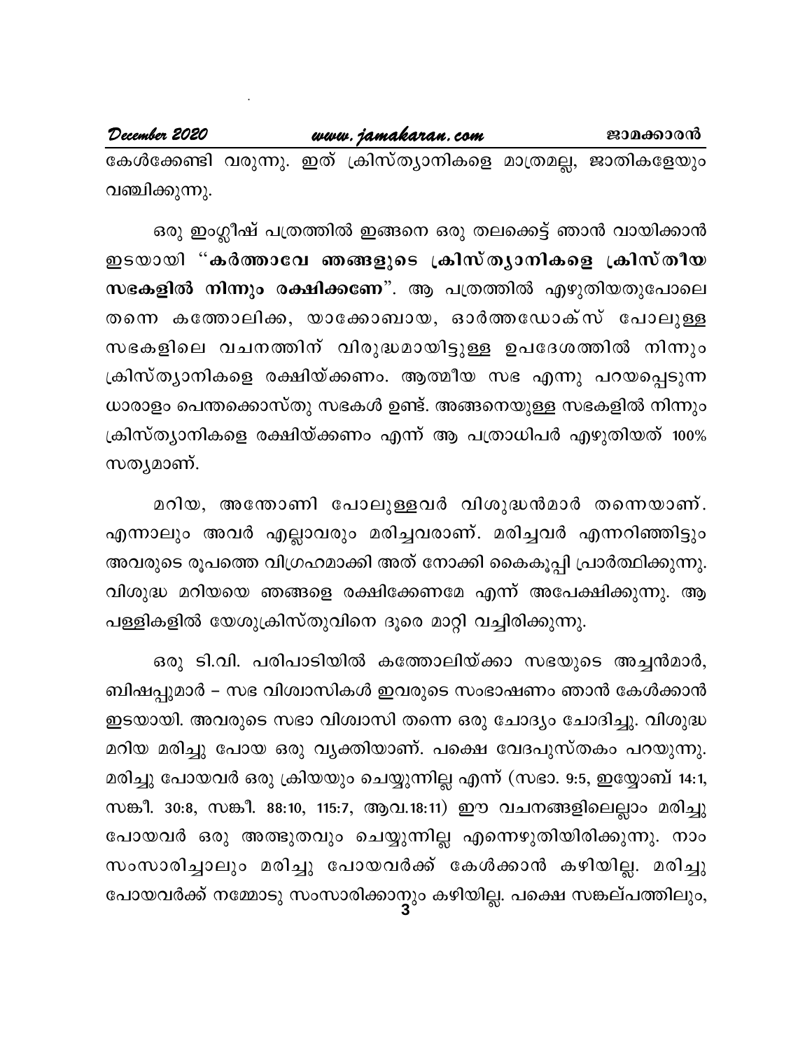കേൾക്കേണ്ടി വരുന്നു. ഇത് ക്രിസ്ത്യാനികളെ മാത്രമല്ല, ജാതികളേയും വഞ്ചിക്കുന്നു.

ഒരു ഇംഗ്ലീഷ് പത്രത്തിൽ ഇങ്ങനെ ഒരു തലക്കെട്ട് ഞാൻ വായിക്കാൻ ഇടയായി "**കർത്താവേ ഞങ്ങളുടെ ക്രിസ്ത്യാനികളെ ക്രിസ്തീയ സഭകളിൽ നിന്നും രക്ഷിക്കണേ**". ആ പത്രത്തിൽ എഴുതിയതുപോലെ തന്നെ കത്തോലിക്ക, യാക്കോബായ, ഓർത്തഡോക്സ് പോലുള്ള സഭകളിലെ വചനത്തിന് വിരുദ്ധമായിട്ടുള്ള ഉപദേശത്തിൽ നിന്നും ക്രിസ്ത്യാനികളെ രക്ഷിയ്ക്കണം. ആത്മീയ സഭ എന്നു പറയപ്പെടുന്ന ധാരാളം പെന്തക്കൊസ്തു സഭകൾ ഉണ്ട്. അങ്ങനെയുള്ള സഭകളിൽ നിന്നും ക്രിസ്ത്യാനികളെ രക്ഷിയ്ക്കണം എന്ന് ആ പത്രാധിപർ എഴുതിയത് 100% സത്യമാണ്.

മറിയ, അന്തോണി പോലുള്ളവർ വിശുദ്ധൻമാർ തന്നെയാണ്. എന്നാലും അവർ എല്ലാവരും മരിച്ചവരാണ്. മരിച്ചവർ എന്നറിഞ്ഞിട്ടും അവരുടെ രൂപത്തെ വിഗ്രഹമാക്കി അത് നോക്കി കൈകൂപ്പി പ്രാർത്ഥിക്കുന്നു. വിശുദ്ധ മറിയയെ ഞങ്ങളെ രക്ഷിക്കേണമേ എന്ന് അപേക്ഷിക്കുന്നു. ആ പള്ളികളിൽ യേശുക്രിസ്തുവിനെ ദൂരെ മാറ്റി വച്ചിരിക്കുന്നു.

ഒരു ടി.വി. പരിപാടിയിൽ കത്തോലിയ്ക്കാ സഭയുടെ അച്ചൻമാർ, ബിഷപ്പുമാർ – സഭ വിശ്വാസികൾ ഇവരുടെ സംഭാഷണം ഞാൻ കേൾക്കാൻ ഇടയായി. അവരുടെ സഭാ വിശ്വാസി തന്നെ ഒരു ചോദ്യം ചോദിച്ചു. വിശുദ്ധ മറിയ മരിച്ചു പോയ ഒരു വ്യക്തിയാണ്. പക്ഷെ വേദപുസ്തകം പറയുന്നു. മരിച്ചു പോയവർ ഒരു ക്രിയയും ചെയ്യുന്നില്ല എന്ന് (സഭാ. 9:5, ഇയ്യോബ് 14:1, സങ്കീ. 30:8, സങ്കീ. 88:10, 115:7, ആവ.18:11) ഈ വചനങ്ങളിലെല്ലാം മരിച്ചു പോയവർ ഒരു അത്ഭുതവും ചെയ്യുന്നില്ല എന്നെഴുതിയിരിക്കുന്നു. നാം സംസാരിച്ചാലും മരിച്ചു പോയവർക്ക് കേൾക്കാൻ കഴിയില്ല. മരിച്ചു പോയവർക്ക് നമ്മോടു സംസാരിക്കാനും കഴിയില്ല. പക്ഷെ സങ്കല്പത്തിലും,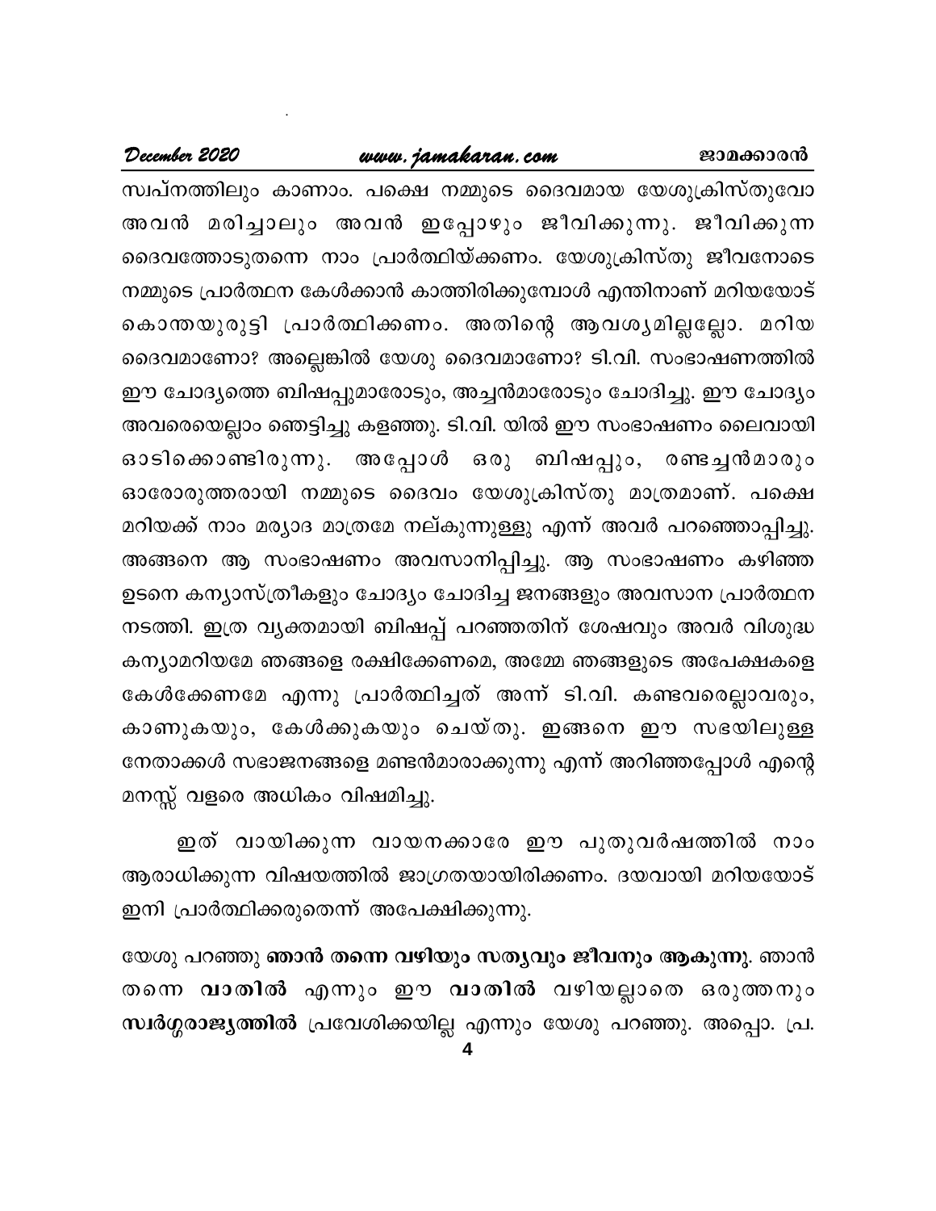സ്വപ്നത്തിലും കാണാം. പക്ഷെ നമ്മുടെ ദൈവമായ യേശുക്രിസ്തുവോ അവൻ മരിച്ചാലും അവൻ ഇപ്പോഴും ജീവിക്കുന്നു. ജീവിക്കുന്ന ദൈവത്തോടുതന്നെ നാം പ്രാർത്ഥിയ്ക്കണം. യേശുക്രിസ്തു ജീവനോടെ നമ്മുടെ പ്രാർത്ഥന കേൾക്കാൻ കാത്തിരിക്കുമ്പോൾ എന്തിനാണ് മറിയയോട് കൊന്തയുരുട്ടി പ്രാർത്ഥിക്കണം. അതിന്റെ ആവശ്യമില്ലല്ലോ. മറിയ ദൈവമാണോ? അല്ലെങ്കിൽ യേശു ദൈവമാണോ? ടി.വി. സംഭാഷണത്തിൽ ഈ ചോദ്യത്തെ ബിഷപ്പുമാരോടും, അച്ചൻമാരോടും ചോദിച്ചു. ഈ ചോദ്യം അവരെയെല്ലാം ഞെട്ടിച്ചു കളഞ്ഞു. ടി.വി. യിൽ ഈ സംഭാഷണം ലൈവായി ഓടിക്കൊണ്ടിരുന്നു. അപ്പോൾ ഒരു ബിഷപ്പും, രണ്ടച്ചൻമാരും ഓരോരുത്തരായി നമ്മുടെ ദൈവം യേശുക്രിസ്തു മാത്രമാണ്. പക്ഷെ മറിയക്ക് നാം മര്യാദ മാത്രമേ നല്കുന്നുള്ളു എന്ന് അവർ പറഞ്ഞൊപ്പിച്ചു. അങ്ങനെ ആ സംഭാഷണം അവസാനിപ്പിച്ചു. ആ സംഭാഷണം കഴിഞ്ഞ ഉടനെ കന്യാസ്ത്രീകളും ചോദ്യം ചോദിച്ച ജനങ്ങളും അവസാന പ്രാർത്ഥന നടത്തി. ഇത്ര വ്യക്തമായി ബിഷപ്പ് പറഞ്ഞതിന് ശേഷവും അവർ വിശുദ്ധ കന്യാമറിയമേ ഞങ്ങളെ രക്ഷിക്കേണമെ, അമ്മേ ഞങ്ങളുടെ അപേക്ഷകളെ കേൾക്കേണമേ എന്നു പ്രാർത്ഥിച്ചത് അന്ന് ടി.വി. കണ്ടവരെല്ലാവരും, കാണുകയും, കേൾക്കുകയും ചെയ്തു. ഇങ്ങനെ ഈ സഭയിലുള്ള നേതാക്കൾ സഭാജനങ്ങളെ മണ്ടൻമാരാക്കുന്നു എന്ന് അറിഞ്ഞപ്പോൾ എന്റെ മനസ്സ് വളരെ അധികം വിഷമിച്ചു.

ഇത് വായിക്കുന്ന വായനക്കാരേ ഈ പുതുവർഷത്തിൽ നാം ആരാധിക്കുന്ന വിഷയത്തിൽ ജാഗ്രതയായിരിക്കണം. ദയവായി മറിയയോട് ഇനി പ്രാർത്ഥിക്കരുതെന്ന് അപേക്ഷിക്കുന്നു.

യേശു പറഞ്ഞു **ഞാൻ തന്നെ വഴിയും സത്യവും ജീവനും ആകുന്നു**. ഞാൻ തന്നെ **വാതിൽ** എന്നും ഈ **വാതിൽ** വഴിയല്ലാതെ ഒരുത്തനും **സ്വർഗ്ഗരാജ്യത്തിൽ** പ്രവേശിക്കയില്ല എന്നും യേശു പറഞ്ഞു. അപ്പൊ. പ്ര.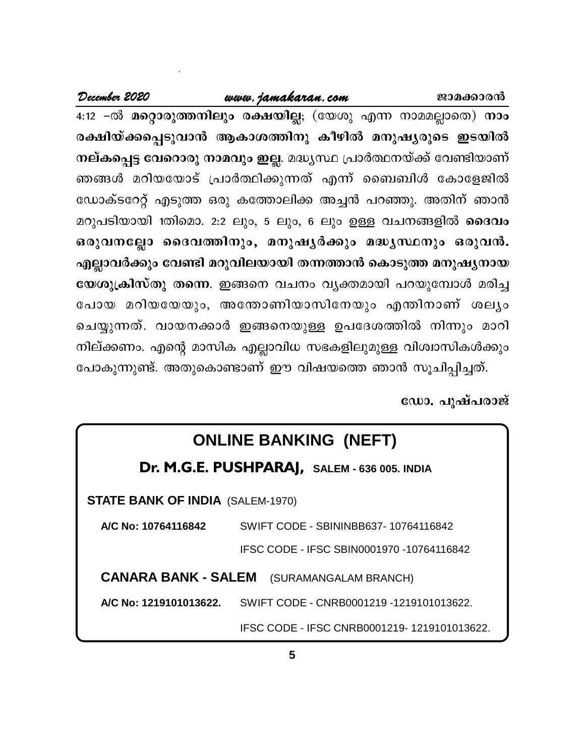4:12 –ൽ **മറ്റൊരുത്തനിലും രക്ഷയില്ല**; (യേശു എന്ന നാമമല്ലാതെ) **നാം രക്ഷിയ്ക്കപ്പെടുവാൻ ആകാശത്തിനു കീഴിൽ മനുഷ്യരുടെ ഇടയിൽ നല്കപ്പെട്ട വേറൊരു നാമവും ഇല്ല**. മദ്ധ്യസ്ഥ പ്രാർത്ഥനയ്ക്ക് വേണ്ടിയാണ് ഞങ്ങൾ മറിയയോട് പ്രാർത്ഥിക്കുന്നത് എന്ന് ബൈബിൾ കോളേജിൽ ഡോക്ടറേറ്റ് എടുത്ത ഒരു കത്തോലിക്ക അച്ചൻ പറഞ്ഞു. അതിന് ഞാൻ മറുപടിയായി 1തിമൊ. 2:2 ലും, 5 ലും, 6 ലും ഉള്ള വചനങ്ങളിൽ **ദൈവം ഒരുവനല്ലോ ദൈവത്തിനും, മനുഷ്യർക്കും മദ്ധ്യസ്ഥനും ഒരുവൻ. എല്ലാവർക്കും വേണ്ടി മറുവിലയായി തന്നത്താൻ കൊടുത്ത മനുഷ്യനായ യേശുക്രിസ്തു തന്നെ**. ഇങ്ങനെ വചനം വ്യക്തമായി പറയുമ്പോൾ മരിച്ച പോയ മറിയയേയും, അന്തോണിയാസിനേയും എന്തിനാണ് ശല്യം ചെയ്യുന്നത്. വായനക്കാർ ഇങ്ങനെയുള്ള ഉപദേശത്തിൽ നിന്നും മാറി നില്ക്കണം. എന്റെ മാസിക എല്ലാവിധ സഭകളിലുമുള്ള വിശ്വാസികൾക്കും പോകുന്നുണ്ട്. അതുകൊണ്ടാണ് ഈ വിഷയത്തെ ഞാൻ സൂചിപ്പിച്ചത്.

**ഡോ. പുഷ്പരാജ്**

## ONLINE BANKING (NEFT)

**Dr. M.G.E. PUSHPARAJ,** **SALEM - 636 005. INDIA**

**STATE BANK OF INDIA** (SALEM-1970)

| | |
|---|---|
| **A/C No: 10764116842** | SWIFT CODE - SBININBB637- 10764116842 |
| | IFSC CODE - IFSC SBIN0001970 -10764116842 |

**CANARA BANK - SALEM** (SURAMANGALAM BRANCH)

| | |
|---|---|
| **A/C No: 1219101013622.** | SWIFT CODE - CNRB0001219 -1219101013622. |
| | IFSC CODE - IFSC CNRB0001219- 1219101013622. |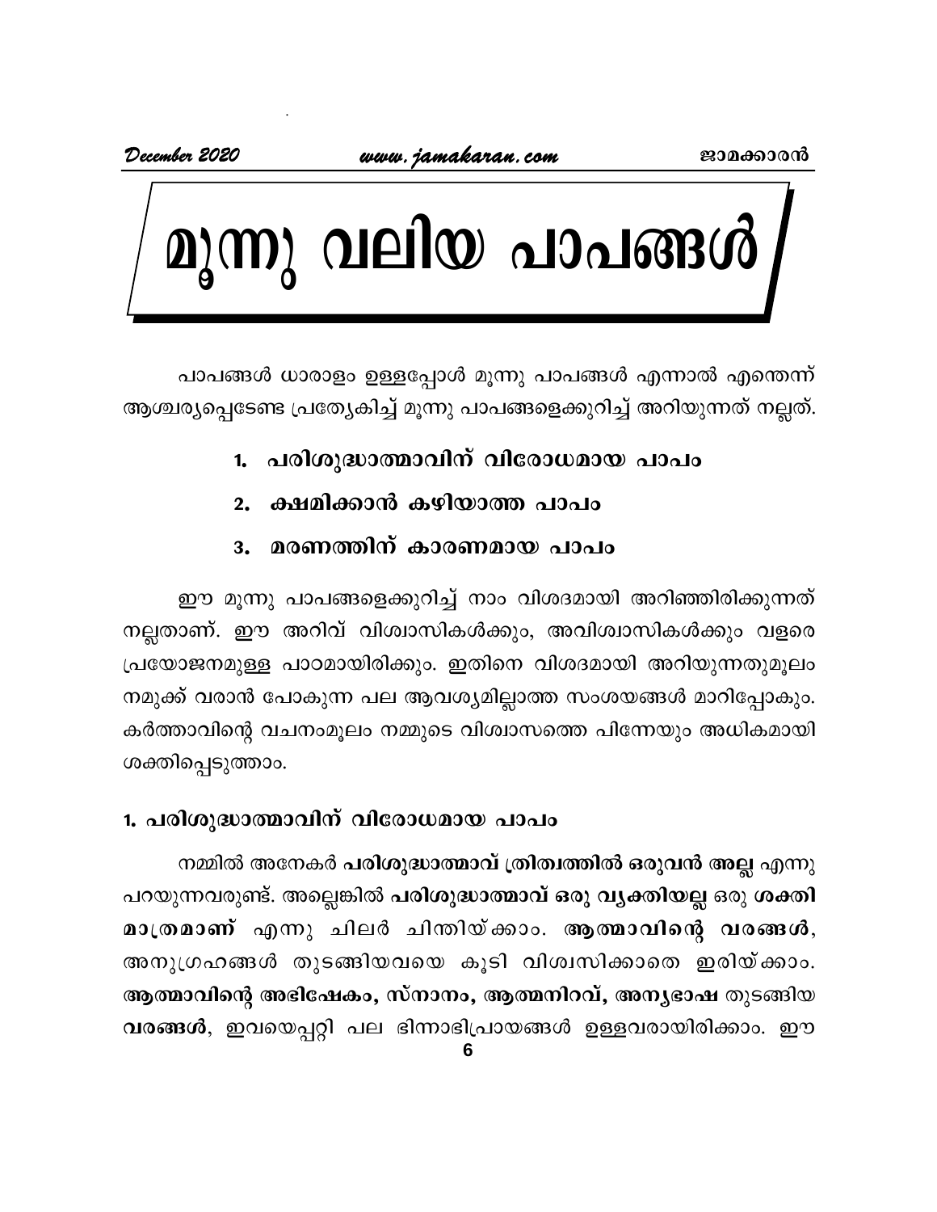# മൂന്നു വലിയ പാപങ്ങൾ

പാപങ്ങൾ ധാരാളം ഉള്ളപ്പോൾ മൂന്നു പാപങ്ങൾ എന്നാൽ എന്തെന്ന് ആശ്ചര്യപ്പെടേണ്ട പ്രത്യേകിച്ച് മൂന്നു പാപങ്ങളെക്കുറിച്ച് അറിയുന്നത് നല്ലത്.

1. **പരിശുദ്ധാത്മാവിന് വിരോധമായ പാപം**
2. **ക്ഷമിക്കാൻ കഴിയാത്ത പാപം**
3. **മരണത്തിന് കാരണമായ പാപം**

ഈ മൂന്നു പാപങ്ങളെക്കുറിച്ച് നാം വിശദമായി അറിഞ്ഞിരിക്കുന്നത് നല്ലതാണ്. ഈ അറിവ് വിശ്വാസികൾക്കും, അവിശ്വാസികൾക്കും വളരെ പ്രയോജനമുള്ള പാഠമായിരിക്കും. ഇതിനെ വിശദമായി അറിയുന്നതുമൂലം നമുക്ക് വരാൻ പോകുന്ന പല ആവശ്യമില്ലാത്ത സംശയങ്ങൾ മാറിപ്പോകും. കർത്താവിന്റെ വചനംമൂലം നമ്മുടെ വിശ്വാസത്തെ പിന്നേയും അധികമായി ശക്തിപ്പെടുത്താം.

### 1. പരിശുദ്ധാത്മാവിന് വിരോധമായ പാപം

നമ്മിൽ അനേകർ **പരിശുദ്ധാത്മാവ് ത്രിത്വത്തിൽ ഒരുവൻ അല്ല** എന്നു പറയുന്നവരുണ്ട്. അല്ലെങ്കിൽ **പരിശുദ്ധാത്മാവ് ഒരു വ്യക്തിയല്ല ഒരു ശക്തി മാത്രമാണ്** എന്നു ചിലർ ചിന്തിയ്ക്കാം. **ആത്മാവിന്റെ വരങ്ങൾ**, അനുഗ്രഹങ്ങൾ തുടങ്ങിയവയെ കൂടി വിശ്വസിക്കാതെ ഇരിയ്ക്കാം. **ആത്മാവിന്റെ അഭിഷേകം, സ്നാനം, ആത്മനിറവ്, അന്യഭാഷ** തുടങ്ങിയ **വരങ്ങൾ**, ഇവയെപ്പറ്റി പല ഭിന്നാഭിപ്രായങ്ങൾ ഉള്ളവരായിരിക്കാം. ഈ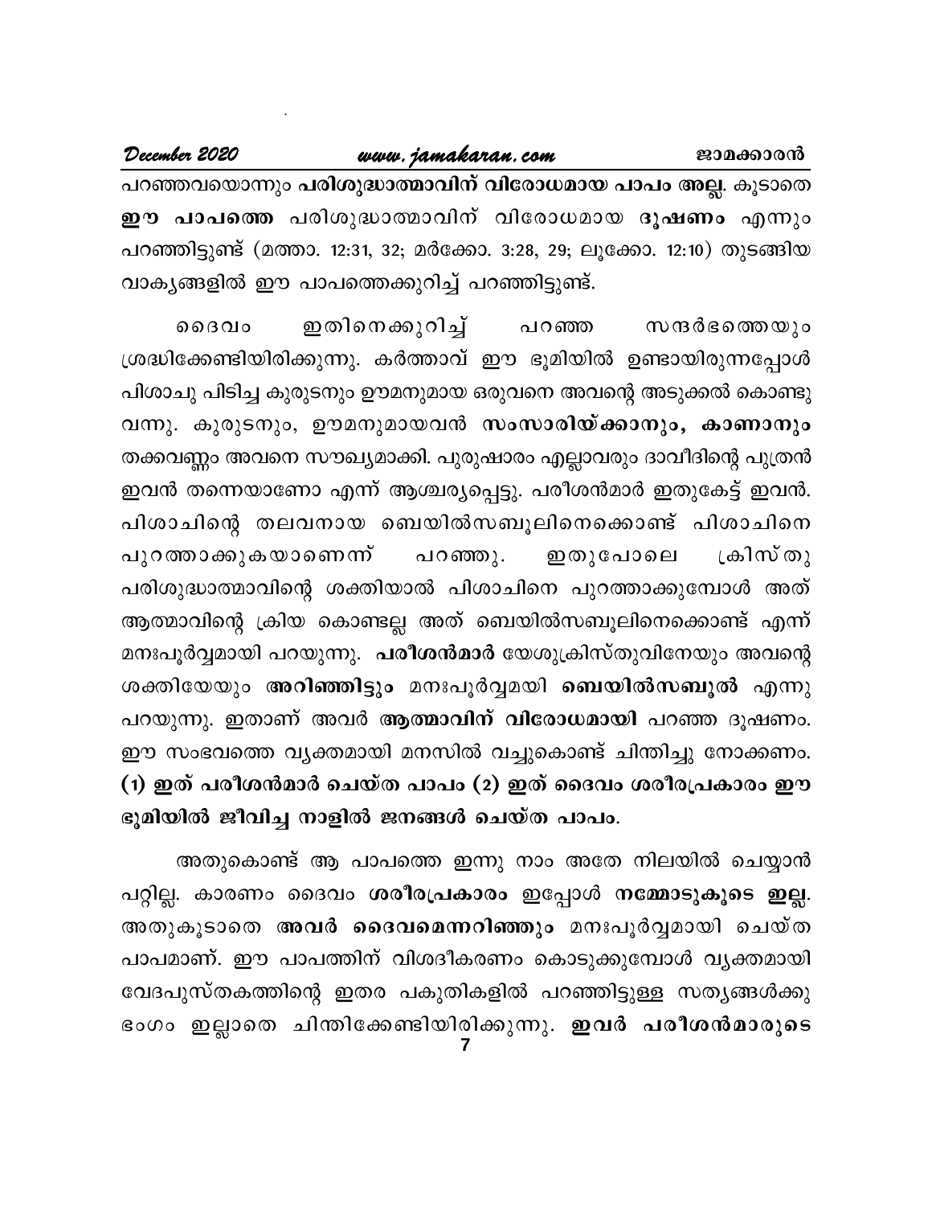പറഞ്ഞവയൊന്നും **പരിശുദ്ധാത്മാവിന് വിരോധമായ പാപം അല്ല**. കൂടാതെ **ഈ പാപത്തെ** പരിശുദ്ധാത്മാവിന് വിരോധമായ **ദൂഷണം** എന്നും പറഞ്ഞിട്ടുണ്ട് (മത്താ. 12:31, 32; മർക്കോ. 3:28, 29; ലൂക്കോ. 12:10) തുടങ്ങിയ വാക്യങ്ങളിൽ ഈ പാപത്തെക്കുറിച്ച് പറഞ്ഞിട്ടുണ്ട്.

ദൈവം ഇതിനെക്കുറിച്ച് പറഞ്ഞ സന്ദർഭത്തെയും ശ്രദ്ധിക്കേണ്ടിയിരിക്കുന്നു. കർത്താവ് ഈ ഭൂമിയിൽ ഉണ്ടായിരുന്നപ്പോൾ പിശാചു പിടിച്ച കുരുടനും ഊമനുമായ ഒരുവനെ അവന്റെ അടുക്കൽ കൊണ്ടു വന്നു. കുരുടനും, ഊമനുമായവൻ **സംസാരിയ്ക്കാനും, കാണാനും** തക്കവണ്ണം അവനെ സൗഖ്യമാക്കി. പുരുഷാരം എല്ലാവരും ദാവീദിന്റെ പുത്രൻ ഇവൻ തന്നെയാണോ എന്ന് ആശ്ചര്യപ്പെട്ടു. പരീശൻമാർ ഇതുകേട്ട് ഇവൻ. പിശാചിന്റെ തലവനായ ബെയിൽസബൂലിനെക്കൊണ്ട് പിശാചിനെ പുറത്താക്കുകയാണെന്ന് പറഞ്ഞു. ഇതുപോലെ ക്രിസ്തു പരിശുദ്ധാത്മാവിന്റെ ശക്തിയാൽ പിശാചിനെ പുറത്താക്കുമ്പോൾ അത് ആത്മാവിന്റെ ക്രിയ കൊണ്ടല്ല അത് ബെയിൽസബൂലിനെക്കൊണ്ട് എന്ന് മനഃപൂർവ്വമായി പറയുന്നു. **പരീശൻമാർ** യേശുക്രിസ്തുവിനേയും അവന്റെ ശക്തിയേയും **അറിഞ്ഞിട്ടും** മനഃപൂർവ്വമയി **ബെയിൽസബൂൽ** എന്നു പറയുന്നു. ഇതാണ് അവർ **ആത്മാവിന് വിരോധമായി** പറഞ്ഞ ദൂഷണം. ഈ സംഭവത്തെ വ്യക്തമായി മനസിൽ വച്ചുകൊണ്ട് ചിന്തിച്ചു നോക്കണം. **(1) ഇത് പരീശൻമാർ ചെയ്ത പാപം (2) ഇത് ദൈവം ശരീരപ്രകാരം ഈ ഭൂമിയിൽ ജീവിച്ച നാളിൽ ജനങ്ങൾ ചെയ്ത പാപം.**

അതുകൊണ്ട് ആ പാപത്തെ ഇന്നു നാം അതേ നിലയിൽ ചെയ്യാൻ പറ്റില്ല. കാരണം ദൈവം **ശരീരപ്രകാരം** ഇപ്പോൾ **നമ്മോടുകൂടെ ഇല്ല**. അതുകൂടാതെ **അവർ ദൈവമെന്നറിഞ്ഞും** മനഃപൂർവ്വമായി ചെയ്ത പാപമാണ്. ഈ പാപത്തിന് വിശദീകരണം കൊടുക്കുമ്പോൾ വ്യക്തമായി വേദപുസ്തകത്തിന്റെ ഇതര പകുതികളിൽ പറഞ്ഞിട്ടുള്ള സത്യങ്ങൾക്കു ഭംഗം ഇല്ലാതെ ചിന്തിക്കേണ്ടിയിരിക്കുന്നു. **ഇവർ പരീശൻമാരുടെ**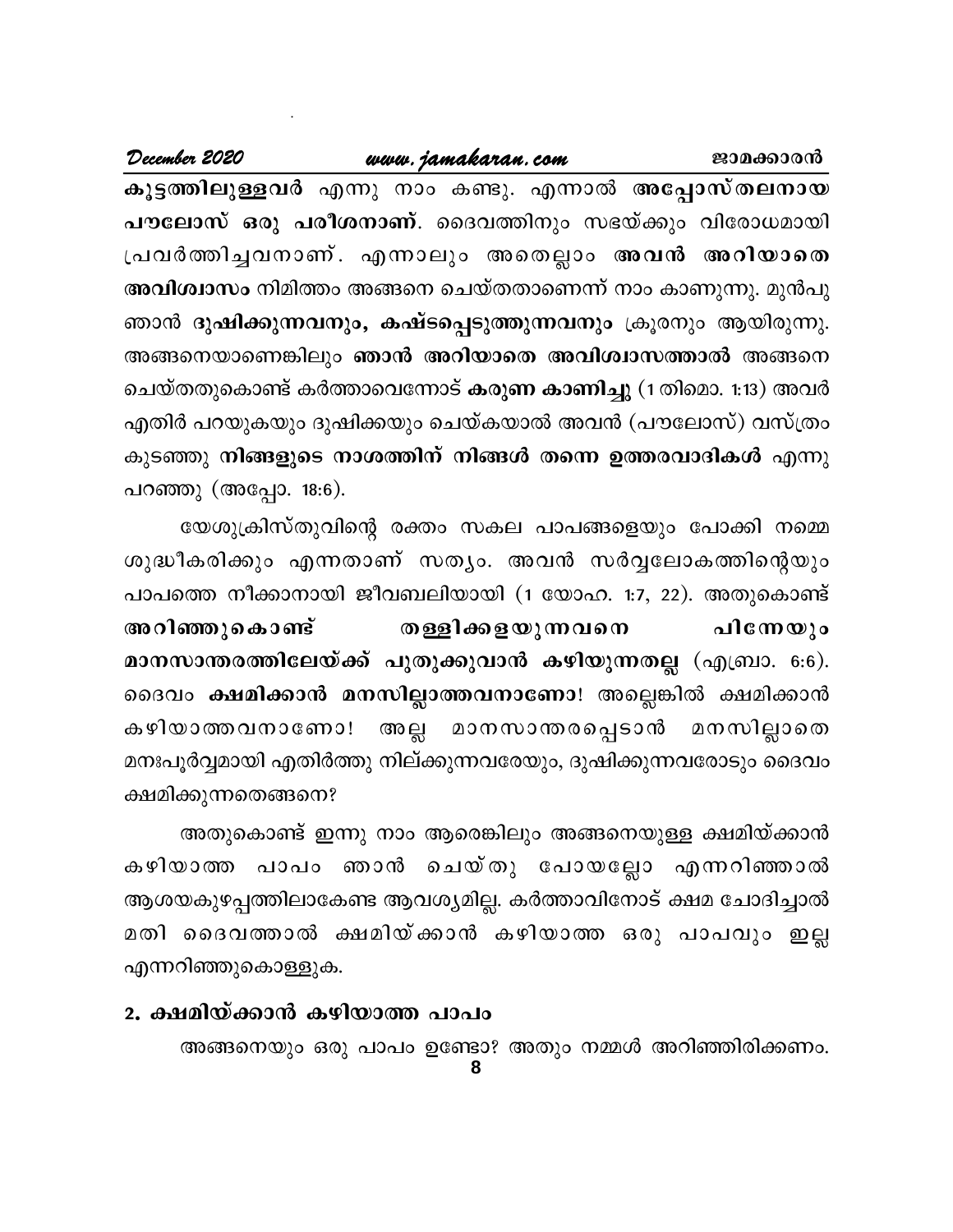**കൂട്ടത്തിലുള്ളവർ** എന്നു നാം കണ്ടു. എന്നാൽ **അപ്പോസ്തലനായ പൗലോസ് ഒരു പരീശനാണ്**. ദൈവത്തിനും സഭയ്ക്കും വിരോധമായി പ്രവർത്തിച്ചവനാണ്. എന്നാലും അതെല്ലാം **അവൻ അറിയാതെ അവിശ്വാസം** നിമിത്തം അങ്ങനെ ചെയ്തതാണെന്ന് നാം കാണുന്നു. മുൻപു ഞാൻ **ദുഷിക്കുന്നവനും, കഷ്ടപ്പെടുത്തുന്നവനും** ക്രൂരനും ആയിരുന്നു. അങ്ങനെയാണെങ്കിലും **ഞാൻ അറിയാതെ അവിശ്വാസത്താൽ** അങ്ങനെ ചെയ്തതുകൊണ്ട് കർത്താവെന്നോട് **കരുണ കാണിച്ചു** (1 തിമൊ. 1:13) അവർ എതിർ പറയുകയും ദുഷിക്കയും ചെയ്കയാൽ അവൻ (പൗലോസ്) വസ്ത്രം കുടഞ്ഞു **നിങ്ങളുടെ നാശത്തിന് നിങ്ങൾ തന്നെ ഉത്തരവാദികൾ** എന്നു പറഞ്ഞു (അപ്പോ. 18:6).

യേശുക്രിസ്തുവിന്റെ രക്തം സകല പാപങ്ങളെയും പോക്കി നമ്മെ ശുദ്ധീകരിക്കും എന്നതാണ് സത്യം. അവൻ സർവ്വലോകത്തിന്റെയും പാപത്തെ നീക്കാനായി ജീവബലിയായി (1 യോഹ. 1:7, 22). അതുകൊണ്ട് **അറിഞ്ഞുകൊണ്ട് തള്ളിക്കളയുന്നവനെ പിന്നേയും മാനസാന്തരത്തിലേയ്ക്ക് പുതുക്കുവാൻ കഴിയുന്നതല്ല** (എബ്രാ. 6:6). ദൈവം **ക്ഷമിക്കാൻ മനസില്ലാത്തവനാണോ**! അല്ലെങ്കിൽ ക്ഷമിക്കാൻ കഴിയാത്തവനാണോ! അല്ല മാനസാന്തരപ്പെടാൻ മനസില്ലാതെ മനഃപൂർവ്വമായി എതിർത്തു നില്ക്കുന്നവരേയും, ദുഷിക്കുന്നവരോടും ദൈവം ക്ഷമിക്കുന്നതെങ്ങനെ?

അതുകൊണ്ട് ഇന്നു നാം ആരെങ്കിലും അങ്ങനെയുള്ള ക്ഷമിയ്ക്കാൻ കഴിയാത്ത പാപം ഞാൻ ചെയ്തു പോയല്ലോ എന്നറിഞ്ഞാൽ ആശയകുഴപ്പത്തിലാകേണ്ട ആവശ്യമില്ല. കർത്താവിനോട് ക്ഷമ ചോദിച്ചാൽ മതി ദൈവത്താൽ ക്ഷമിയ്ക്കാൻ കഴിയാത്ത ഒരു പാപവും ഇല്ല എന്നറിഞ്ഞുകൊള്ളുക.

### 2. ക്ഷമിയ്ക്കാൻ കഴിയാത്ത പാപം

അങ്ങനെയും ഒരു പാപം ഉണ്ടോ? അതും നമ്മൾ അറിഞ്ഞിരിക്കണം.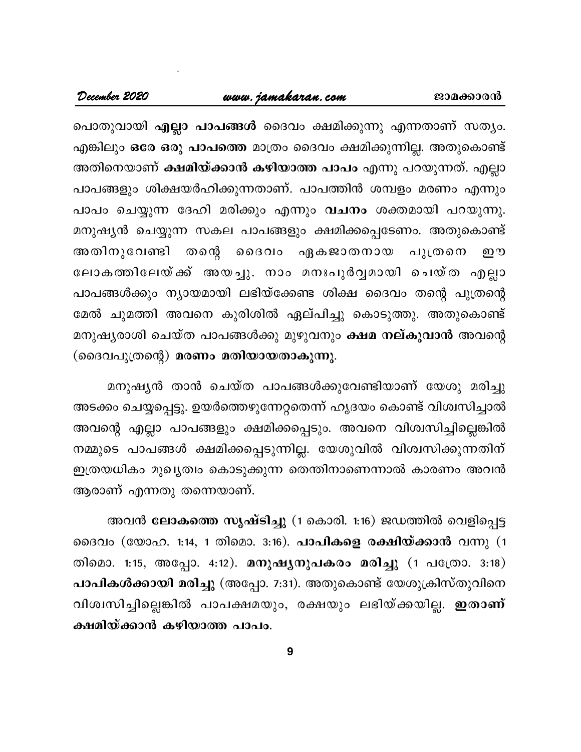പൊതുവായി **എല്ലാ പാപങ്ങൾ** ദൈവം ക്ഷമിക്കുന്നു എന്നതാണ് സത്യം. എങ്കിലും **ഒരേ ഒരു പാപത്തെ** മാത്രം ദൈവം ക്ഷമിക്കുന്നില്ല. അതുകൊണ്ട് അതിനെയാണ് **ക്ഷമിയ്ക്കാൻ കഴിയാത്ത പാപം** എന്നു പറയുന്നത്. എല്ലാ പാപങ്ങളും ശിക്ഷയർഹിക്കുന്നതാണ്. പാപത്തിൻ ശമ്പളം മരണം എന്നും പാപം ചെയ്യുന്ന ദേഹി മരിക്കും എന്നും **വചനം** ശക്തമായി പറയുന്നു. മനുഷ്യൻ ചെയ്യുന്ന സകല പാപങ്ങളും ക്ഷമിക്കപ്പെടേണം. അതുകൊണ്ട് അതിനുവേണ്ടി തന്റെ ദൈവം ഏകജാതനായ പുത്രനെ ഈ ലോകത്തിലേയ്ക്ക് അയച്ചു. നാം മനഃപൂർവ്വമായി ചെയ്ത എല്ലാ പാപങ്ങൾക്കും ന്യായമായി ലഭിയ്ക്കേണ്ട ശിക്ഷ ദൈവം തന്റെ പുത്രന്റെ മേൽ ചുമത്തി അവനെ കുരിശിൽ ഏല്പിച്ചു കൊടുത്തു. അതുകൊണ്ട് മനുഷ്യരാശി ചെയ്ത പാപങ്ങൾക്കു മുഴുവനും **ക്ഷമ നല്കുവാൻ** അവന്റെ (ദൈവപുത്രന്റെ) **മരണം മതിയായതാകുന്നു.**

മനുഷ്യൻ താൻ ചെയ്ത പാപങ്ങൾക്കുവേണ്ടിയാണ് യേശു മരിച്ചു അടക്കം ചെയ്യപ്പെട്ടു. ഉയർത്തെഴുന്നേറ്റതെന്ന് ഹൃദയം കൊണ്ട് വിശ്വസിച്ചാൽ അവന്റെ എല്ലാ പാപങ്ങളും ക്ഷമിക്കപ്പെടും. അവനെ വിശ്വസിച്ചില്ലെങ്കിൽ നമ്മുടെ പാപങ്ങൾ ക്ഷമിക്കപ്പെടുന്നില്ല. യേശുവിൽ വിശ്വസിക്കുന്നതിന് ഇത്രയധികം മുഖ്യത്വം കൊടുക്കുന്ന തെന്തിനാണെന്നാൽ കാരണം അവൻ ആരാണ് എന്നതു തന്നെയാണ്.

അവൻ **ലോകത്തെ സൃഷ്ടിച്ചു** (1 കൊരി. 1:16) ജഡത്തിൽ വെളിപ്പെട്ട ദൈവം (യോഹ. 1:14, 1 തിമൊ. 3:16). **പാപികളെ രക്ഷിയ്ക്കാൻ** വന്നു (1 തിമൊ. 1:15, അപ്പോ. 4:12). **മനുഷ്യനുപകരം മരിച്ചു** (1 പത്രോ. 3:18) **പാപികൾക്കായി മരിച്ചു** (അപ്പോ. 7:31). അതുകൊണ്ട് യേശുക്രിസ്തുവിനെ വിശ്വസിച്ചില്ലെങ്കിൽ പാപക്ഷമയും, രക്ഷയും ലഭിയ്ക്കയില്ല. **ഇതാണ് ക്ഷമിയ്ക്കാൻ കഴിയാത്ത പാപം.**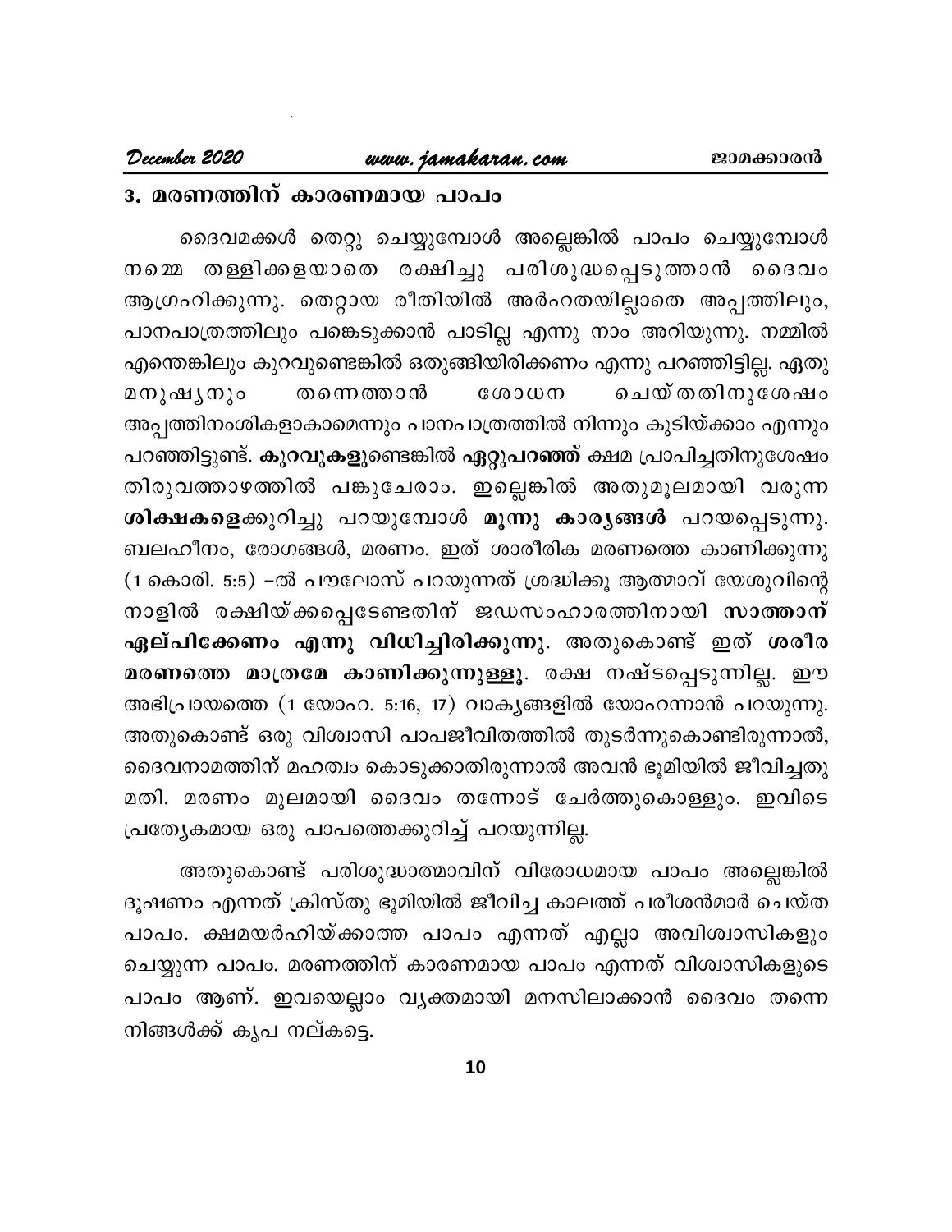## 3. മരണത്തിന് കാരണമായ പാപം

ദൈവമക്കൾ തെറ്റു ചെയ്യുമ്പോൾ അല്ലെങ്കിൽ പാപം ചെയ്യുമ്പോൾ നമ്മെ തള്ളിക്കളയാതെ രക്ഷിച്ചു പരിശുദ്ധപ്പെടുത്താൻ ദൈവം ആഗ്രഹിക്കുന്നു. തെറ്റായ രീതിയിൽ അർഹതയില്ലാതെ അപ്പത്തിലും, പാനപാത്രത്തിലും പങ്കെടുക്കാൻ പാടില്ല എന്നു നാം അറിയുന്നു. നമ്മിൽ എന്തെങ്കിലും കുറവുണ്ടെങ്കിൽ ഒതുങ്ങിയിരിക്കണം എന്നു പറഞ്ഞിട്ടില്ല. ഏതു മനുഷ്യനും തന്നെത്താൻ ശോധന ചെയ്തതിനുശേഷം അപ്പത്തിനംശികളാകാമെന്നും പാനപാത്രത്തിൽ നിന്നും കുടിയ്ക്കാം എന്നും പറഞ്ഞിട്ടുണ്ട്. **കുറവുകളു**ണ്ടെങ്കിൽ **ഏറ്റുപറഞ്ഞ്** ക്ഷമ പ്രാപിച്ചതിനുശേഷം തിരുവത്താഴത്തിൽ പങ്കുചേരാം. ഇല്ലെങ്കിൽ അതുമൂലമായി വരുന്ന **ശിക്ഷകളെ**ക്കുറിച്ചു പറയുമ്പോൾ **മൂന്നു കാര്യങ്ങൾ** പറയപ്പെടുന്നു. ബലഹീനം, രോഗങ്ങൾ, മരണം. ഇത് ശാരീരിക മരണത്തെ കാണിക്കുന്നു (1 കൊരി. 5:5) –ൽ പൗലോസ് പറയുന്നത് ശ്രദ്ധിക്കൂ ആത്മാവ് യേശുവിന്റെ നാളിൽ രക്ഷിയ്ക്കപ്പെടേണ്ടതിന് ജഡസംഹാരത്തിനായി **സാത്താന് ഏല്പിക്കേണം എന്നു വിധിച്ചിരിക്കുന്നു**. അതുകൊണ്ട് ഇത് **ശരീര മരണത്തെ മാത്രമേ കാണിക്കുന്നുള്ളൂ**. രക്ഷ നഷ്ടപ്പെടുന്നില്ല. ഈ അഭിപ്രായത്തെ (1 യോഹ. 5:16, 17) വാക്യങ്ങളിൽ യോഹന്നാൻ പറയുന്നു. അതുകൊണ്ട് ഒരു വിശ്വാസി പാപജീവിതത്തിൽ തുടർന്നുകൊണ്ടിരുന്നാൽ, ദൈവനാമത്തിന് മഹത്വം കൊടുക്കാതിരുന്നാൽ അവൻ ഭൂമിയിൽ ജീവിച്ചതു മതി. മരണം മൂലമായി ദൈവം തന്നോട് ചേർത്തുകൊള്ളും. ഇവിടെ പ്രത്യേകമായ ഒരു പാപത്തെക്കുറിച്ച് പറയുന്നില്ല.

അതുകൊണ്ട് പരിശുദ്ധാത്മാവിന് വിരോധമായ പാപം അല്ലെങ്കിൽ ദൂഷണം എന്നത് ക്രിസ്തു ഭൂമിയിൽ ജീവിച്ച കാലത്ത് പരീശൻമാർ ചെയ്ത പാപം. ക്ഷമയർഹിയ്ക്കാത്ത പാപം എന്നത് എല്ലാ അവിശ്വാസികളും ചെയ്യുന്ന പാപം. മരണത്തിന് കാരണമായ പാപം എന്നത് വിശ്വാസികളുടെ പാപം ആണ്. ഇവയെല്ലാം വ്യക്തമായി മനസിലാക്കാൻ ദൈവം തന്നെ നിങ്ങൾക്ക് കൃപ നല്കട്ടെ.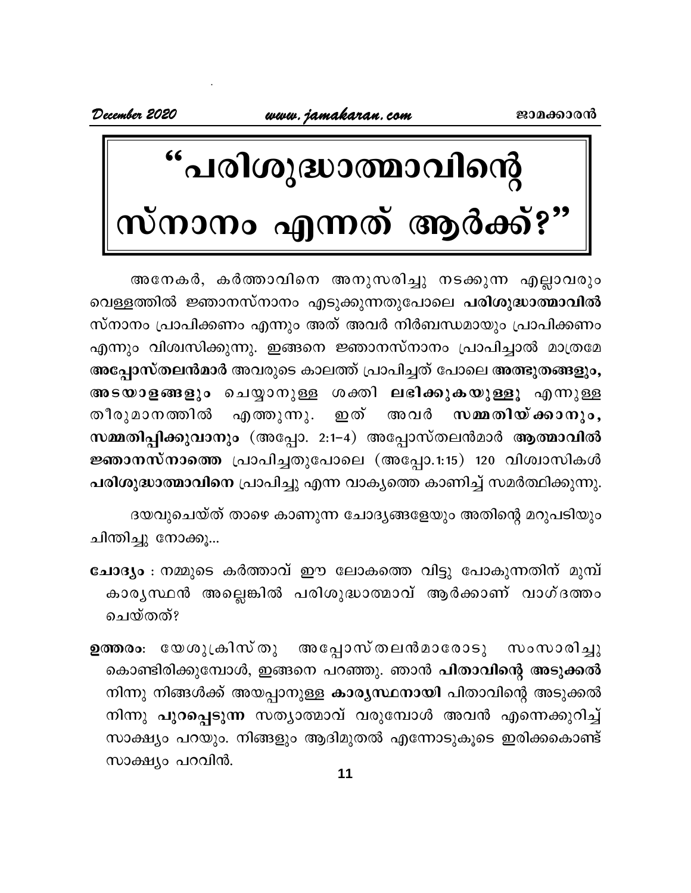# "പരിശുദ്ധാത്മാവിന്റെ സ്നാനം എന്നത് ആർക്ക്?"

അനേകർ, കർത്താവിനെ അനുസരിച്ചു നടക്കുന്ന എല്ലാവരും വെള്ളത്തിൽ ജ്ഞാനസ്നാനം എടുക്കുന്നതുപോലെ **പരിശുദ്ധാത്മാവിൽ** സ്നാനം പ്രാപിക്കണം എന്നും അത് അവർ നിർബന്ധമായും പ്രാപിക്കണം എന്നും വിശ്വസിക്കുന്നു. ഇങ്ങനെ ജ്ഞാനസ്നാനം പ്രാപിച്ചാൽ മാത്രമേ **അപ്പോസ്തലൻമാർ** അവരുടെ കാലത്ത് പ്രാപിച്ചത് പോലെ **അത്ഭുതങ്ങളും, അടയാളങ്ങളും** ചെയ്യാനുള്ള ശക്തി **ലഭിക്കുകയുള്ളൂ** എന്നുള്ള തീരുമാനത്തിൽ എത്തുന്നു. ഇത് അവർ **സമ്മതിയ്ക്കാനും, സമ്മതിപ്പിക്കുവാനും** (അപ്പോ. 2:1–4) അപ്പോസ്തലൻമാർ **ആത്മാവിൽ ജ്ഞാനസ്നാനത്തെ** പ്രാപിച്ചതുപോലെ (അപ്പോ.1:15) 120 വിശ്വാസികൾ **പരിശുദ്ധാത്മാവിനെ** പ്രാപിച്ചു എന്ന വാക്യത്തെ കാണിച്ച് സമർത്ഥിക്കുന്നു.

ദയവുചെയ്ത് താഴെ കാണുന്ന ചോദ്യങ്ങളേയും അതിന്റെ മറുപടിയും ചിന്തിച്ചു നോക്കൂ...

**ചോദ്യം** : നമ്മുടെ കർത്താവ് ഈ ലോകത്തെ വിട്ടു പോകുന്നതിന് മുമ്പ് കാര്യസ്ഥൻ അല്ലെങ്കിൽ പരിശുദ്ധാത്മാവ് ആർക്കാണ് വാഗ്ദത്തം ചെയ്തത്?

**ഉത്തരം**: യേശുക്രിസ്തു അപ്പോസ്തലൻമാരോടു സംസാരിച്ചു കൊണ്ടിരിക്കുമ്പോൾ, ഇങ്ങനെ പറഞ്ഞു. ഞാൻ **പിതാവിന്റെ അടുക്കൽ** നിന്നു നിങ്ങൾക്ക് അയപ്പാനുള്ള **കാര്യസ്ഥനായി** പിതാവിന്റെ അടുക്കൽ നിന്നു **പുറപ്പെടുന്ന** സത്യാത്മാവ് വരുമ്പോൾ അവൻ എന്നെക്കുറിച്ച് സാക്ഷ്യം പറയും. നിങ്ങളും ആദിമുതൽ എന്നോടുകൂടെ ഇരിക്കകൊണ്ട് സാക്ഷ്യം പറവിൻ.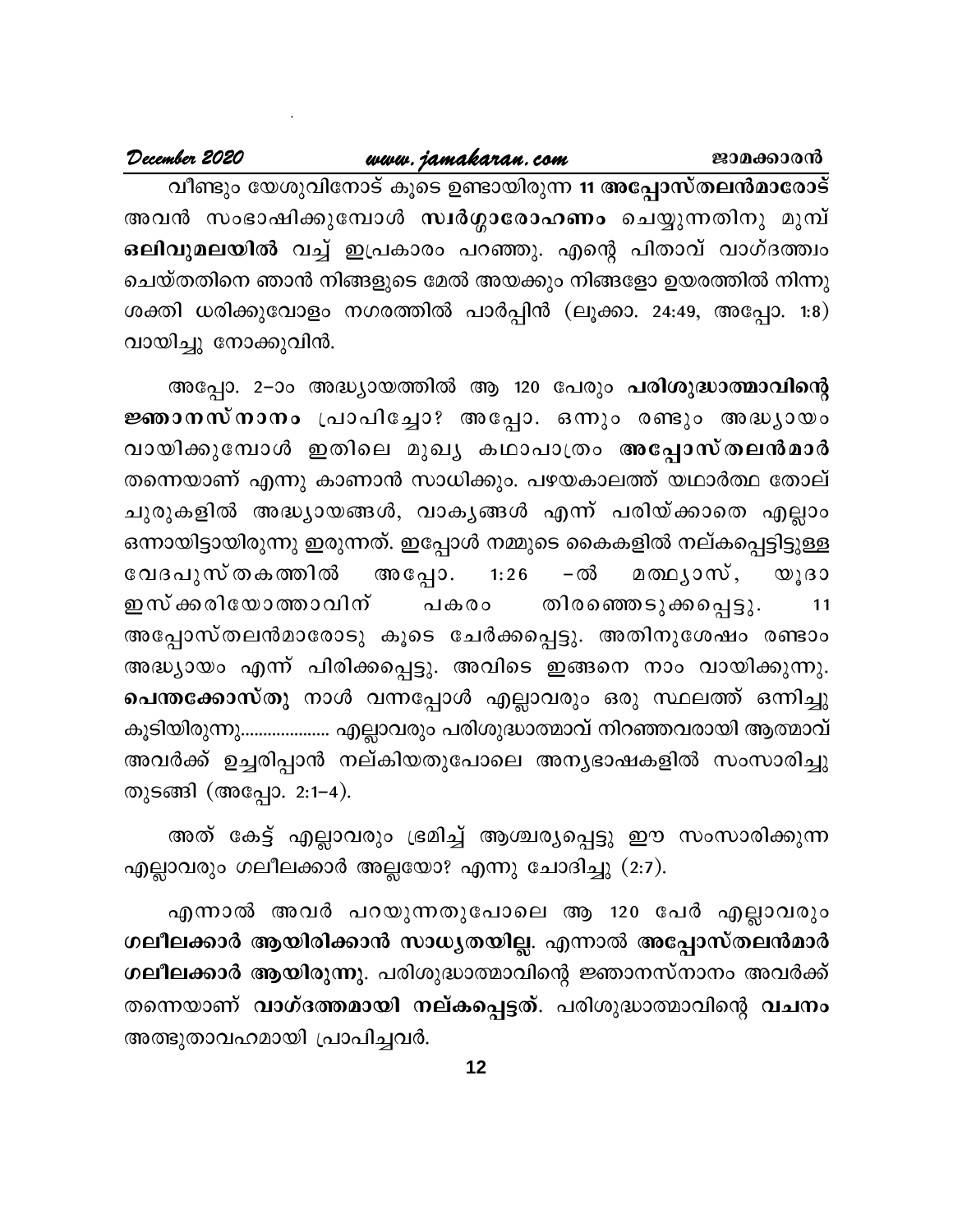വീണ്ടും യേശുവിനോട് കൂടെ ഉണ്ടായിരുന്ന **11 അപ്പോസ്തലൻമാരോട്** അവൻ സംഭാഷിക്കുമ്പോൾ **സ്വർഗ്ഗാരോഹണം** ചെയ്യുന്നതിനു മുമ്പ് **ഒലിവുമലയിൽ** വച്ച് ഇപ്രകാരം പറഞ്ഞു. എന്റെ പിതാവ് വാഗ്ദത്തം ചെയ്തതിനെ ഞാൻ നിങ്ങളുടെ മേൽ അയക്കും നിങ്ങളോ ഉയരത്തിൽ നിന്നു ശക്തി ധരിക്കുവോളം നഗരത്തിൽ പാർപ്പിൻ (ലൂക്കാ. 24:49, അപ്പോ. 1:8) വായിച്ചു നോക്കുവിൻ.

അപ്പോ. 2–ാം അദ്ധ്യായത്തിൽ ആ 120 പേരും **പരിശുദ്ധാത്മാവിന്റെ ജ്ഞാനസ്നാനം** പ്രാപിച്ചോ? അപ്പോ. ഒന്നും രണ്ടും അദ്ധ്യായം വായിക്കുമ്പോൾ ഇതിലെ മുഖ്യ കഥാപാത്രം **അപ്പോസ്തലൻമാർ** തന്നെയാണ് എന്നു കാണാൻ സാധിക്കും. പഴയകാലത്ത് യഥാർത്ഥ തോല് ചുരുകളിൽ അദ്ധ്യായങ്ങൾ, വാക്യങ്ങൾ എന്ന് പരിയ്ക്കാതെ എല്ലാം ഒന്നായിട്ടായിരുന്നു ഇരുന്നത്. ഇപ്പോൾ നമ്മുടെ കൈകളിൽ നല്കപ്പെട്ടിട്ടുള്ള വേദപുസ്തകത്തിൽ അപ്പോ. 1:26 –ൽ മത്ഥ്യാസ്, യൂദാ ഇസ്ക്കരിയോത്താവിന് പകരം തിരഞ്ഞെടുക്കപ്പെട്ടു. 11 അപ്പോസ്തലൻമാരോടു കൂടെ ചേർക്കപ്പെട്ടു. അതിനുശേഷം രണ്ടാം അദ്ധ്യായം എന്ന് പിരിക്കപ്പെട്ടു. അവിടെ ഇങ്ങനെ നാം വായിക്കുന്നു. **പെന്തക്കോസ്തു** നാൾ വന്നപ്പോൾ എല്ലാവരും ഒരു സ്ഥലത്ത് ഒന്നിച്ചു കൂടിയിരുന്നു.................... എല്ലാവരും പരിശുദ്ധാത്മാവ് നിറഞ്ഞവരായി ആത്മാവ് അവർക്ക് ഉച്ചരിപ്പാൻ നല്കിയതുപോലെ അന്യഭാഷകളിൽ സംസാരിച്ചു തുടങ്ങി (അപ്പോ. 2:1–4).

അത് കേട്ട് എല്ലാവരും ഭ്രമിച്ച് ആശ്ചര്യപ്പെട്ടു ഈ സംസാരിക്കുന്ന എല്ലാവരും ഗലീലക്കാർ അല്ലയോ? എന്നു ചോദിച്ചു (2:7).

എന്നാൽ അവർ പറയുന്നതുപോലെ ആ 120 പേർ എല്ലാവരും **ഗലീലക്കാർ ആയിരിക്കാൻ സാധ്യതയില്ല**. എന്നാൽ **അപ്പോസ്തലൻമാർ ഗലീലക്കാർ ആയിരുന്നു**. പരിശുദ്ധാത്മാവിന്റെ ജ്ഞാനസ്നാനം അവർക്ക് തന്നെയാണ് **വാഗ്ദത്തമായി നല്കപ്പെട്ടത്**. പരിശുദ്ധാത്മാവിന്റെ **വചനം** അത്ഭുതാവഹമായി പ്രാപിച്ചവർ.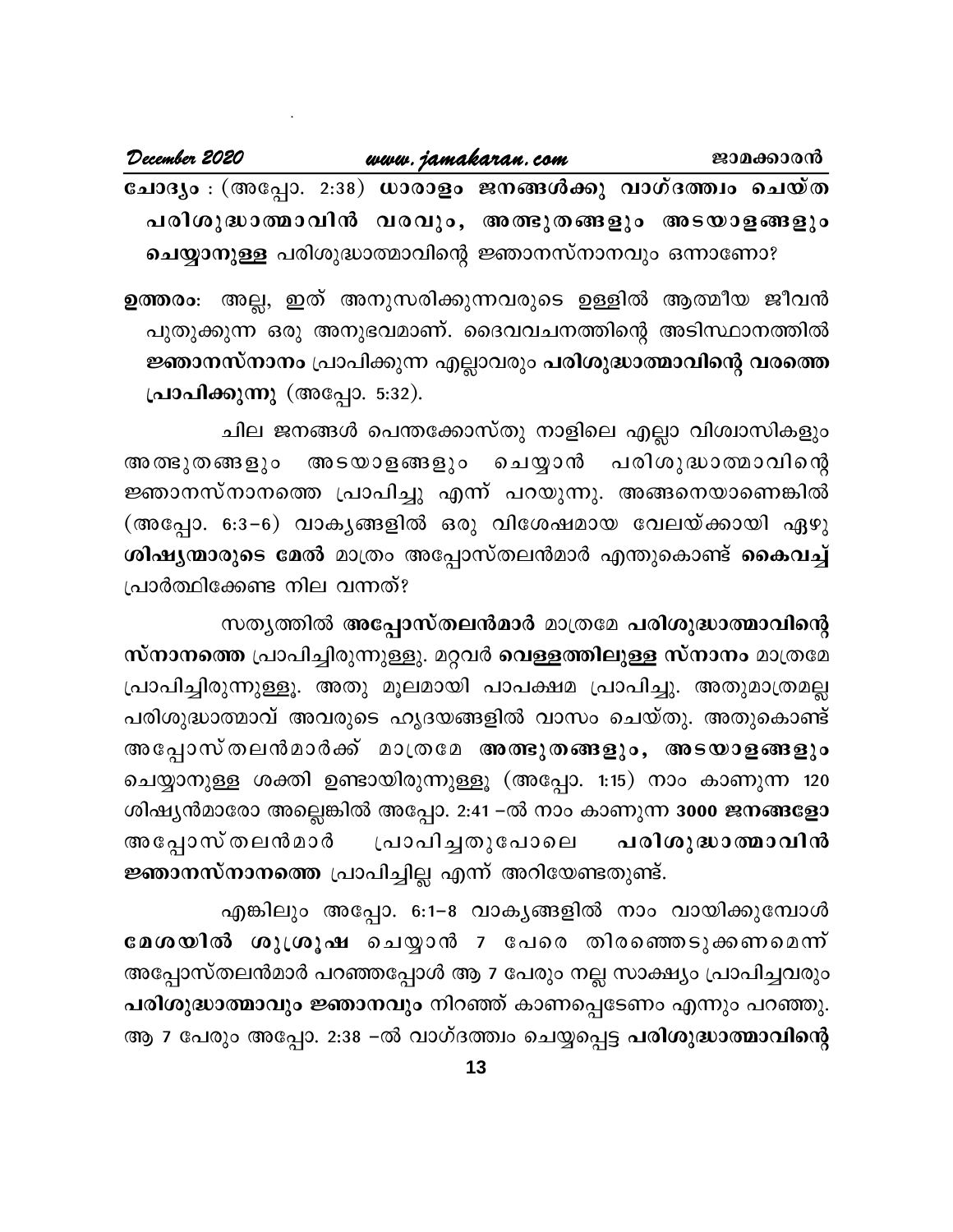**ചോദ്യം** : (അപ്പോ. 2:38) **ധാരാളം ജനങ്ങൾക്കു വാഗ്ദത്തം ചെയ്ത പരിശുദ്ധാത്മാവിൻ വരവും, അത്ഭുതങ്ങളും അടയാളങ്ങളും ചെയ്യാനുള്ള** പരിശുദ്ധാത്മാവിന്റെ ജ്ഞാനസ്നാനവും ഒന്നാണോ?

**ഉത്തരം**: അല്ല, ഇത് അനുസരിക്കുന്നവരുടെ ഉള്ളിൽ ആത്മീയ ജീവൻ പുതുക്കുന്ന ഒരു അനുഭവമാണ്. ദൈവവചനത്തിന്റെ അടിസ്ഥാനത്തിൽ **ജ്ഞാനസ്നാനം** പ്രാപിക്കുന്ന എല്ലാവരും **പരിശുദ്ധാത്മാവിന്റെ വരത്തെ പ്രാപിക്കുന്നു** (അപ്പോ. 5:32).

ചില ജനങ്ങൾ പെന്തക്കോസ്തു നാളിലെ എല്ലാ വിശ്വാസികളും അത്ഭുതങ്ങളും അടയാളങ്ങളും ചെയ്യാൻ പരിശുദ്ധാത്മാവിന്റെ ജ്ഞാനസ്നാനത്തെ പ്രാപിച്ചു എന്ന് പറയുന്നു. അങ്ങനെയാണെങ്കിൽ (അപ്പോ. 6:3–6) വാക്യങ്ങളിൽ ഒരു വിശേഷമായ വേലയ്ക്കായി ഏഴു **ശിഷ്യന്മാരുടെ മേൽ** മാത്രം അപ്പോസ്തലൻമാർ എന്തുകൊണ്ട് **കൈവച്ച്** പ്രാർത്ഥിക്കേണ്ട നില വന്നത്?

സത്യത്തിൽ **അപ്പോസ്തലൻമാർ** മാത്രമേ **പരിശുദ്ധാത്മാവിന്റെ സ്നാനത്തെ** പ്രാപിച്ചിരുന്നുള്ളു. മറ്റവർ **വെള്ളത്തിലുള്ള സ്നാനം** മാത്രമേ പ്രാപിച്ചിരുന്നുള്ളൂ. അതു മൂലമായി പാപക്ഷമ പ്രാപിച്ചു. അതുമാത്രമല്ല പരിശുദ്ധാത്മാവ് അവരുടെ ഹൃദയങ്ങളിൽ വാസം ചെയ്തു. അതുകൊണ്ട് അപ്പോസ്തലൻമാർക്ക് മാത്രമേ **അത്ഭുതങ്ങളും, അടയാളങ്ങളും** ചെയ്യാനുള്ള ശക്തി ഉണ്ടായിരുന്നുള്ളൂ (അപ്പോ. 1:15) നാം കാണുന്ന 120 ശിഷ്യൻമാരോ അല്ലെങ്കിൽ അപ്പോ. 2:41 –ൽ നാം കാണുന്ന **3000 ജനങ്ങളോ** അപ്പോസ്തലൻമാർ പ്രാപിച്ചതുപോലെ **പരിശുദ്ധാത്മാവിൻ ജ്ഞാനസ്നാനത്തെ** പ്രാപിച്ചില്ല എന്ന് അറിയേണ്ടതുണ്ട്.

എങ്കിലും അപ്പോ. 6:1–8 വാക്യങ്ങളിൽ നാം വായിക്കുമ്പോൾ **മേശയിൽ ശുശ്രൂഷ** ചെയ്യാൻ 7 പേരെ തിരഞ്ഞെടുക്കണമെന്ന് അപ്പോസ്തലൻമാർ പറഞ്ഞപ്പോൾ ആ 7 പേരും നല്ല സാക്ഷ്യം പ്രാപിച്ചവരും **പരിശുദ്ധാത്മാവും ജ്ഞാനവും** നിറഞ്ഞ് കാണപ്പെടേണം എന്നും പറഞ്ഞു. ആ 7 പേരും അപ്പോ. 2:38 –ൽ വാഗ്ദത്തം ചെയ്യപ്പെട്ട **പരിശുദ്ധാത്മാവിന്റെ**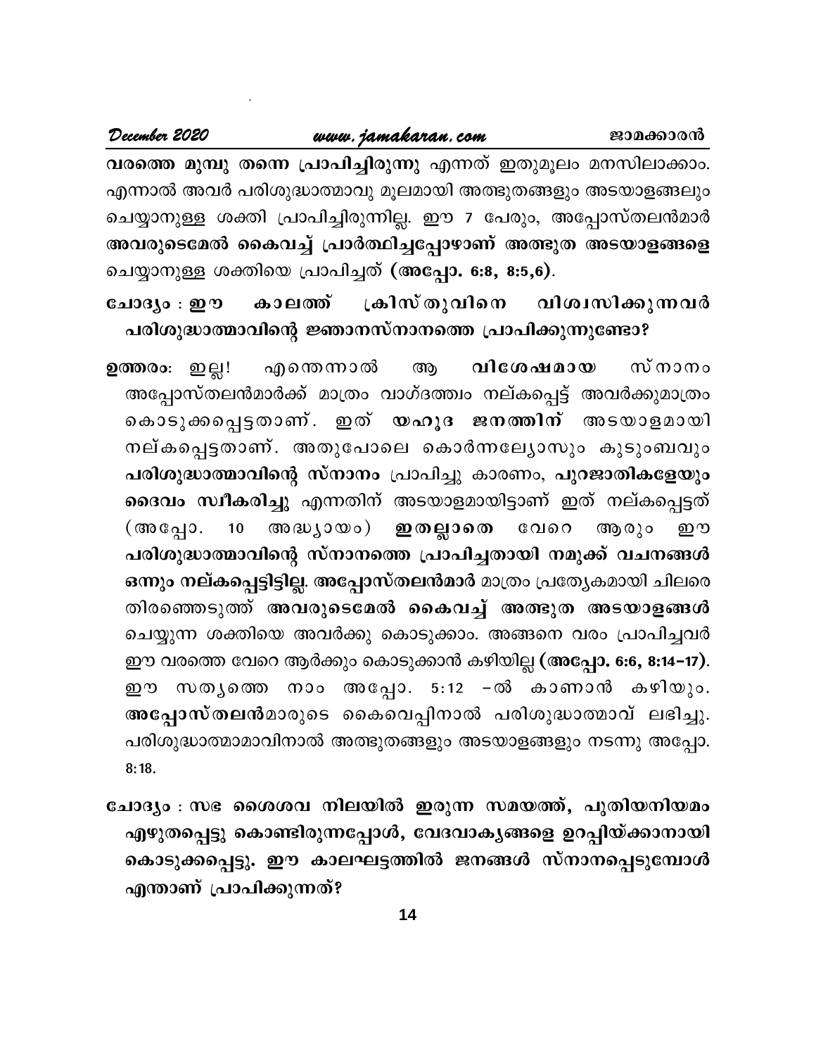**വരത്തെ മുമ്പു തന്നെ പ്രാപിച്ചിരുന്നു** എന്നത് ഇതുമൂലം മനസിലാക്കാം. എന്നാൽ അവർ പരിശുദ്ധാത്മാവു മൂലമായി അത്ഭുതങ്ങളും അടയാളങ്ങലും ചെയ്യാനുള്ള ശക്തി പ്രാപിച്ചിരുന്നില്ല. ഈ 7 പേരും, അപ്പോസ്തലൻമാർ **അവരുടെമേൽ കൈവച്ച് പ്രാർത്ഥിച്ചപ്പോഴാണ് അത്ഭുത അടയാളങ്ങളെ** ചെയ്യാനുള്ള ശക്തിയെ പ്രാപിച്ചത് **(അപ്പോ. 6:8, 8:5,6)**.

**ചോദ്യം : ഈ കാലത്ത് ക്രിസ്തുവിനെ വിശ്വസിക്കുന്നവർ പരിശുദ്ധാത്മാവിന്റെ ജ്ഞാനസ്നാനത്തെ പ്രാപിക്കുന്നുണ്ടോ?**

**ഉത്തരം:** ഇല്ല! എന്തെന്നാൽ ആ **വിശേഷമായ** സ്നാനം അപ്പോസ്തലൻമാർക്ക് മാത്രം വാഗ്ദത്തം നല്കപ്പെട്ട് അവർക്കുമാത്രം കൊടുക്കപ്പെട്ടതാണ്. ഇത് **യഹൂദ ജനത്തിന്** അടയാളമായി നല്കപ്പെട്ടതാണ്. അതുപോലെ കൊർന്നല്യോസും കുടുംബവും **പരിശുദ്ധാത്മാവിന്റെ സ്നാനം** പ്രാപിച്ചു കാരണം, **പുറജാതികളേയും ദൈവം സ്വീകരിച്ചു** എന്നതിന് അടയാളമായിട്ടാണ് ഇത് നല്കപ്പെട്ടത് (അപ്പോ. 10 അദ്ധ്യായം) **ഇതല്ലാതെ** വേറെ ആരും ഈ **പരിശുദ്ധാത്മാവിന്റെ സ്നാനത്തെ പ്രാപിച്ചതായി നമുക്ക് വചനങ്ങൾ ഒന്നും നല്കപ്പെട്ടിട്ടില്ല. അപ്പോസ്തലൻമാർ** മാത്രം പ്രത്യേകമായി ചിലരെ തിരഞ്ഞെടുത്ത് **അവരുടെമേൽ കൈവച്ച് അത്ഭുത അടയാളങ്ങൾ** ചെയ്യുന്ന ശക്തിയെ അവർക്കു കൊടുക്കാം. അങ്ങനെ വരം പ്രാപിച്ചവർ ഈ വരത്തെ വേറെ ആർക്കും കൊടുക്കാൻ കഴിയില്ല **(അപ്പോ. 6:6, 8:14–17)**. ഈ സത്യത്തെ നാം അപ്പോ. 5:12 –ൽ കാണാൻ കഴിയും. **അപ്പോസ്തലൻ**മാരുടെ കൈവെപ്പിനാൽ പരിശുദ്ധാത്മാവ് ലഭിച്ചു. പരിശുദ്ധാത്മാമാവിനാൽ അത്ഭുതങ്ങളും അടയാളങ്ങളും നടന്നു അപ്പോ. 8:18.

**ചോദ്യം : സഭ ശൈശവ നിലയിൽ ഇരുന്ന സമയത്ത്, പുതിയനിയമം എഴുതപ്പെട്ടു കൊണ്ടിരുന്നപ്പോൾ, വേദവാക്യങ്ങളെ ഉറപ്പിയ്ക്കാനായി കൊടുക്കപ്പെട്ടു. ഈ കാലഘട്ടത്തിൽ ജനങ്ങൾ സ്നാനപ്പെടുമ്പോൾ എന്താണ് പ്രാപിക്കുന്നത്?**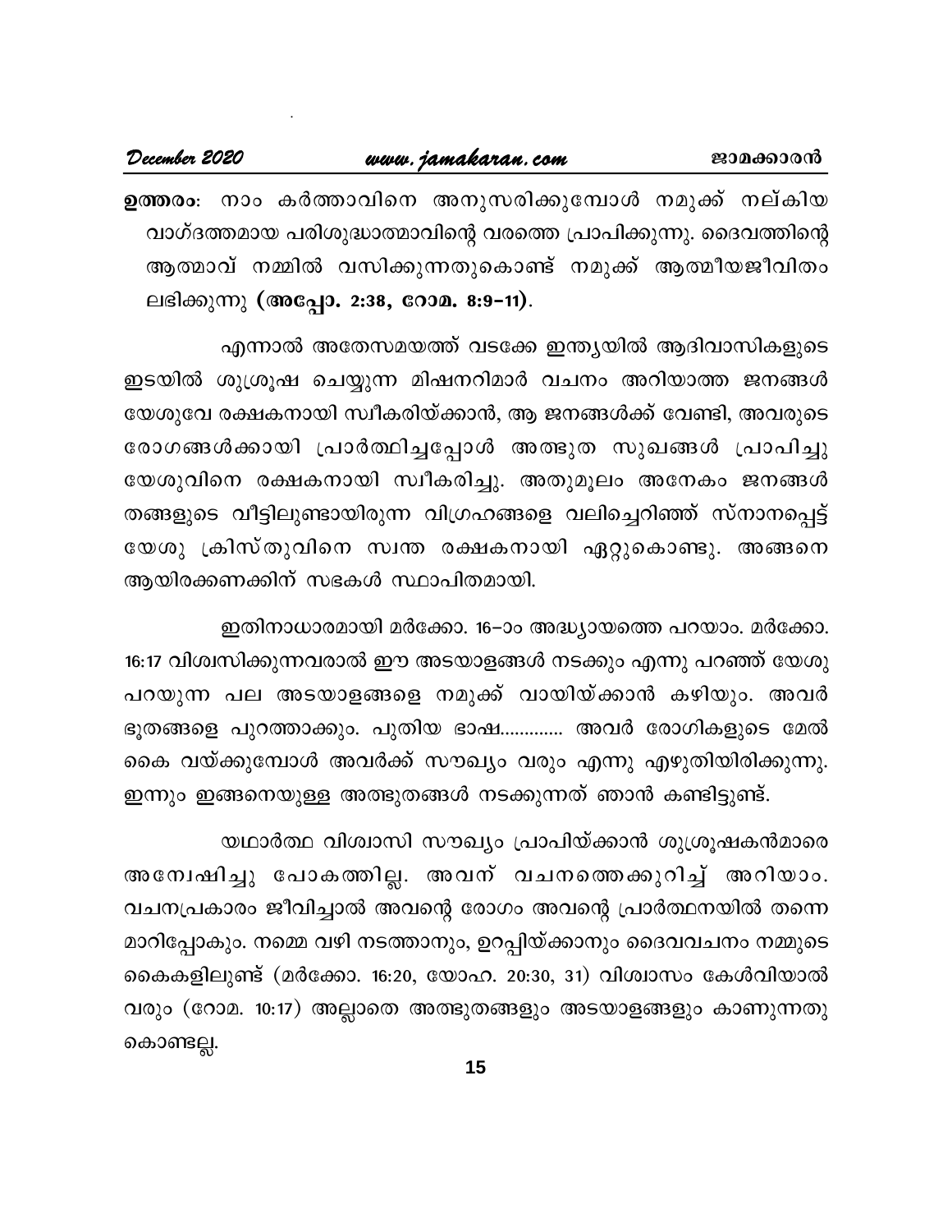**ഉത്തരം**: നാം കർത്താവിനെ അനുസരിക്കുമ്പോൾ നമുക്ക് നല്കിയ വാഗ്ദത്തമായ പരിശുദ്ധാത്മാവിന്റെ വരത്തെ പ്രാപിക്കുന്നു. ദൈവത്തിന്റെ ആത്മാവ് നമ്മിൽ വസിക്കുന്നതുകൊണ്ട് നമുക്ക് ആത്മീയജീവിതം ലഭിക്കുന്നു **(അപ്പോ. 2:38, റോമ. 8:9–11)**.

എന്നാൽ അതേസമയത്ത് വടക്കേ ഇന്ത്യയിൽ ആദിവാസികളുടെ ഇടയിൽ ശുശ്രൂഷ ചെയ്യുന്ന മിഷനറിമാർ വചനം അറിയാത്ത ജനങ്ങൾ യേശുവേ രക്ഷകനായി സ്വീകരിയ്ക്കാൻ, ആ ജനങ്ങൾക്ക് വേണ്ടി, അവരുടെ രോഗങ്ങൾക്കായി പ്രാർത്ഥിച്ചപ്പോൾ അത്ഭുത സുഖങ്ങൾ പ്രാപിച്ചു യേശുവിനെ രക്ഷകനായി സ്വീകരിച്ചു. അതുമൂലം അനേകം ജനങ്ങൾ തങ്ങളുടെ വീട്ടിലുണ്ടായിരുന്ന വിഗ്രഹങ്ങളെ വലിച്ചെറിഞ്ഞ് സ്നാനപ്പെട്ട് യേശു ക്രിസ്തുവിനെ സ്വന്ത രക്ഷകനായി ഏറ്റുകൊണ്ടു. അങ്ങനെ ആയിരക്കണക്കിന് സഭകൾ സ്ഥാപിതമായി.

ഇതിനാധാരമായി മർക്കോ. 16–ാം അദ്ധ്യായത്തെ പറയാം. മർക്കോ. 16:17 വിശ്വസിക്കുന്നവരാൽ ഈ അടയാളങ്ങൾ നടക്കും എന്നു പറഞ്ഞ് യേശു പറയുന്ന പല അടയാളങ്ങളെ നമുക്ക് വായിയ്ക്കാൻ കഴിയും. അവർ ഭൂതങ്ങളെ പുറത്താക്കും. പുതിയ ഭാഷ............ അവർ രോഗികളുടെ മേൽ കൈ വയ്ക്കുമ്പോൾ അവർക്ക് സൗഖ്യം വരും എന്നു എഴുതിയിരിക്കുന്നു. ഇന്നും ഇങ്ങനെയുള്ള അത്ഭുതങ്ങൾ നടക്കുന്നത് ഞാൻ കണ്ടിട്ടുണ്ട്.

യഥാർത്ഥ വിശ്വാസി സൗഖ്യം പ്രാപിയ്ക്കാൻ ശുശ്രൂഷകൻമാരെ അന്വേഷിച്ചു പോകത്തില്ല. അവന് വചനത്തെക്കുറിച്ച് അറിയാം. വചനപ്രകാരം ജീവിച്ചാൽ അവന്റെ രോഗം അവന്റെ പ്രാർത്ഥനയിൽ തന്നെ മാറിപ്പോകും. നമ്മെ വഴി നടത്താനും, ഉറപ്പിയ്ക്കാനും ദൈവവചനം നമ്മുടെ കൈകളിലുണ്ട് (മർക്കോ. 16:20, യോഹ. 20:30, 31) വിശ്വാസം കേൾവിയാൽ വരും (റോമ. 10:17) അല്ലാതെ അത്ഭുതങ്ങളും അടയാളങ്ങളും കാണുന്നതു കൊണ്ടല്ല.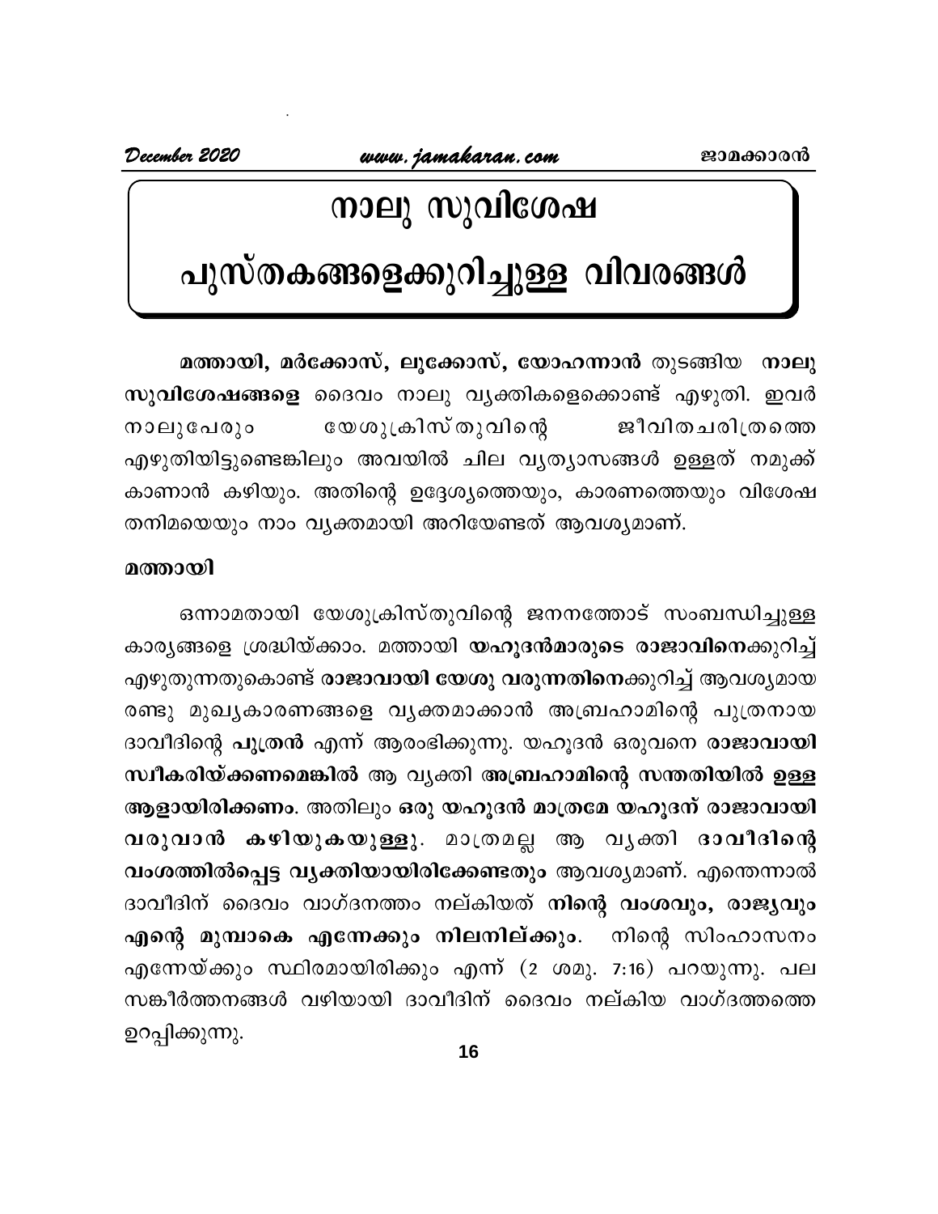# നാലു സുവിശേഷ പുസ്തകങ്ങളെക്കുറിച്ചുള്ള വിവരങ്ങൾ

**മത്തായി, മർക്കോസ്, ലൂക്കോസ്, യോഹന്നാൻ** തുടങ്ങിയ **നാലു സുവിശേഷങ്ങളെ** ദൈവം നാലു വ്യക്തികളെക്കൊണ്ട് എഴുതി. ഇവർ നാലുപേരും യേശുക്രിസ്തുവിന്റെ ജീവിതചരിത്രത്തെ എഴുതിയിട്ടുണ്ടെങ്കിലും അവയിൽ ചില വ്യത്യാസങ്ങൾ ഉള്ളത് നമുക്ക് കാണാൻ കഴിയും. അതിന്റെ ഉദ്ദേശ്യത്തെയും, കാരണത്തെയും വിശേഷ തനിമയെയും നാം വ്യക്തമായി അറിയേണ്ടത് ആവശ്യമാണ്.

**മത്തായി**

ഒന്നാമതായി യേശുക്രിസ്തുവിന്റെ ജനനത്തോട് സംബന്ധിച്ചുള്ള കാര്യങ്ങളെ ശ്രദ്ധിയ്ക്കാം. മത്തായി **യഹൂദൻമാരുടെ രാജാവിനെ**ക്കുറിച്ച് എഴുതുന്നതുകൊണ്ട് **രാജാവായി യേശു വരുന്നതിനെ**ക്കുറിച്ച് ആവശ്യമായ രണ്ടു മുഖ്യകാരണങ്ങളെ വ്യക്തമാക്കാൻ അബ്രഹാമിന്റെ പുത്രനായ ദാവീദിന്റെ **പുത്രൻ** എന്ന് ആരംഭിക്കുന്നു. യഹൂദൻ ഒരുവനെ **രാജാവായി സ്വീകരിയ്ക്കണമെങ്കിൽ** ആ വ്യക്തി **അബ്രഹാമിന്റെ സന്തതിയിൽ ഉള്ള ആളായിരിക്കണം**. അതിലും **ഒരു യഹൂദൻ മാത്രമേ യഹൂദന് രാജാവായി വരുവാൻ കഴിയുകയുള്ളു**. മാത്രമല്ല ആ വ്യക്തി **ദാവീദിന്റെ വംശത്തിൽപ്പെട്ട വ്യക്തിയായിരിക്കേണ്ടതും** ആവശ്യമാണ്. എന്തെന്നാൽ ദാവീദിന് ദൈവം വാഗ്ദനത്തം നല്കിയത് **നിന്റെ വംശവും, രാജ്യവും എന്റെ മുമ്പാകെ എന്നേക്കും നിലനില്ക്കും**. നിന്റെ സിംഹാസനം എന്നേയ്ക്കും സ്ഥിരമായിരിക്കും എന്ന് (2 ശമു. 7:16) പറയുന്നു. പല സങ്കീർത്തനങ്ങൾ വഴിയായി ദാവീദിന് ദൈവം നല്കിയ വാഗ്ദത്തത്തെ ഉറപ്പിക്കുന്നു.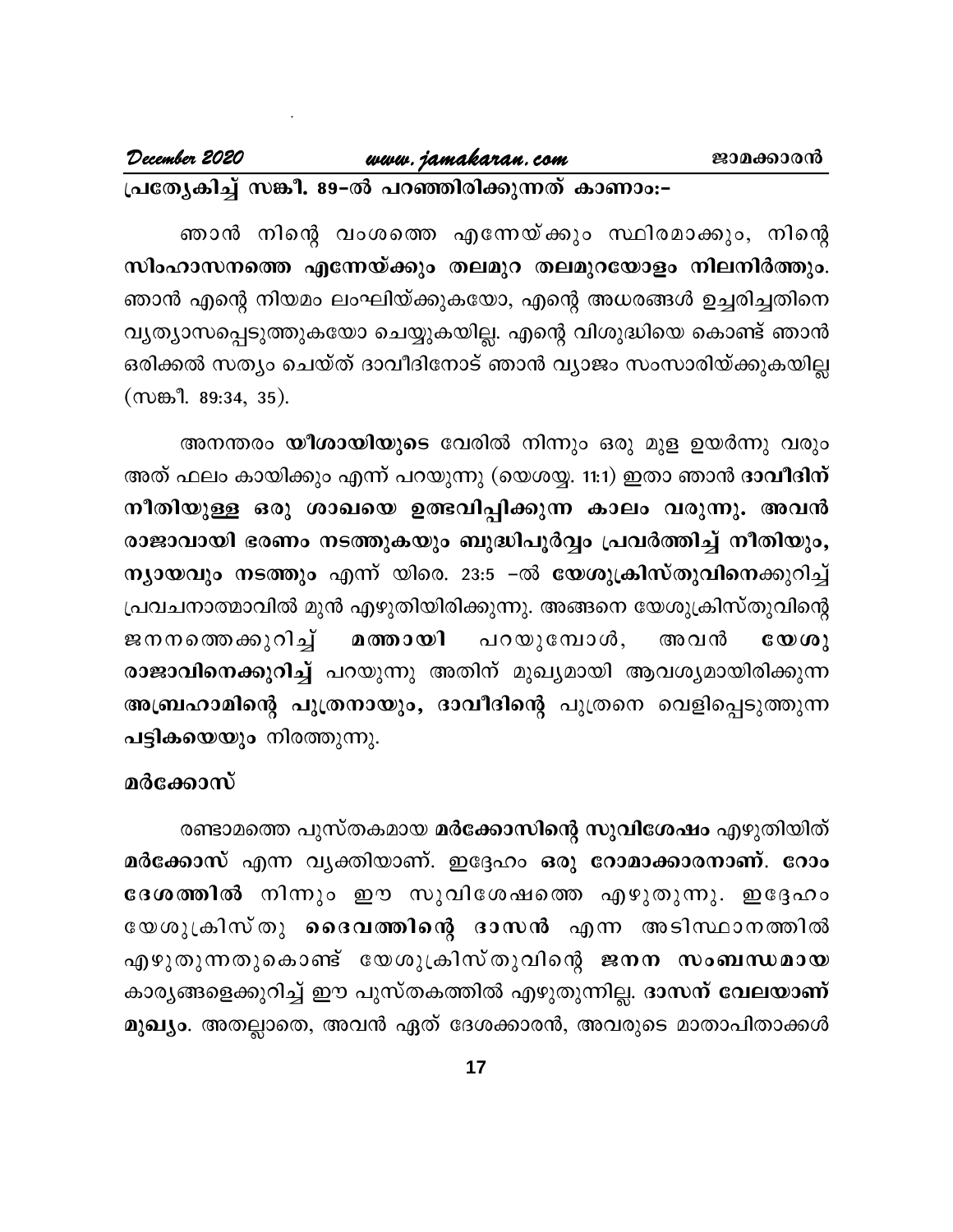**പ്രത്യേകിച്ച് സങ്കീ. 89–ൽ പറഞ്ഞിരിക്കുന്നത് കാണാം:-**

ഞാൻ നിന്റെ വംശത്തെ എന്നേയ്ക്കും സ്ഥിരമാക്കും, നിന്റെ **സിംഹാസനത്തെ എന്നേയ്ക്കും തലമുറ തലമുറയോളം നിലനിർത്തും.** ഞാൻ എന്റെ നിയമം ലംഘിയ്ക്കുകയോ, എന്റെ അധരങ്ങൾ ഉച്ചരിച്ചതിനെ വ്യത്യാസപ്പെടുത്തുകയോ ചെയ്യുകയില്ല. എന്റെ വിശുദ്ധിയെ കൊണ്ട് ഞാൻ ഒരിക്കൽ സത്യം ചെയ്ത് ദാവീദിനോട് ഞാൻ വ്യാജം സംസാരിയ്ക്കുകയില്ല (സങ്കീ. 89:34, 35).

അനന്തരം **യീശായിയുടെ** വേരിൽ നിന്നും ഒരു മുള ഉയർന്നു വരും അത് ഫലം കായിക്കും എന്ന് പറയുന്നു (യെശയ്യ. 11:1) ഇതാ ഞാൻ **ദാവീദിന് നീതിയുള്ള ഒരു ശാഖയെ ഉത്ഭവിപ്പിക്കുന്ന കാലം വരുന്നു. അവൻ രാജാവായി ഭരണം നടത്തുകയും ബുദ്ധിപൂർവ്വം പ്രവർത്തിച്ച് നീതിയും, ന്യായവും നടത്തും** എന്ന് യിരെ. 23:5 –ൽ **യേശുക്രിസ്തുവിനെ**ക്കുറിച്ച് പ്രവചനാത്മാവിൽ മുൻ എഴുതിയിരിക്കുന്നു. അങ്ങനെ യേശുക്രിസ്തുവിന്റെ ജനനത്തെക്കുറിച്ച് **മത്തായി** പറയുമ്പോൾ, അവൻ **യേശു രാജാവിനെക്കുറിച്ച്** പറയുന്നു അതിന് മുഖ്യമായി ആവശ്യമായിരിക്കുന്ന **അബ്രഹാമിന്റെ പുത്രനായും, ദാവീദിന്റെ** പുത്രനെ വെളിപ്പെടുത്തുന്ന **പട്ടികയെയും** നിരത്തുന്നു.

**മർക്കോസ്**

രണ്ടാമത്തെ പുസ്തകമായ **മർക്കോസിന്റെ സുവിശേഷം** എഴുതിയിത് **മർക്കോസ്** എന്ന വ്യക്തിയാണ്. ഇദ്ദേഹം **ഒരു റോമാക്കാരനാണ്. റോം ദേശത്തിൽ** നിന്നും ഈ സുവിശേഷത്തെ എഴുതുന്നു. ഇദ്ദേഹം യേശുക്രിസ്തു **ദൈവത്തിന്റെ ദാസൻ** എന്ന അടിസ്ഥാനത്തിൽ എഴുതുന്നതുകൊണ്ട് യേശുക്രിസ്തുവിന്റെ **ജനന സംബന്ധമായ** കാര്യങ്ങളെക്കുറിച്ച് ഈ പുസ്തകത്തിൽ എഴുതുന്നില്ല. **ദാസന് വേലയാണ് മുഖ്യം**. അതല്ലാതെ, അവൻ ഏത് ദേശക്കാരൻ, അവരുടെ മാതാപിതാക്കൾ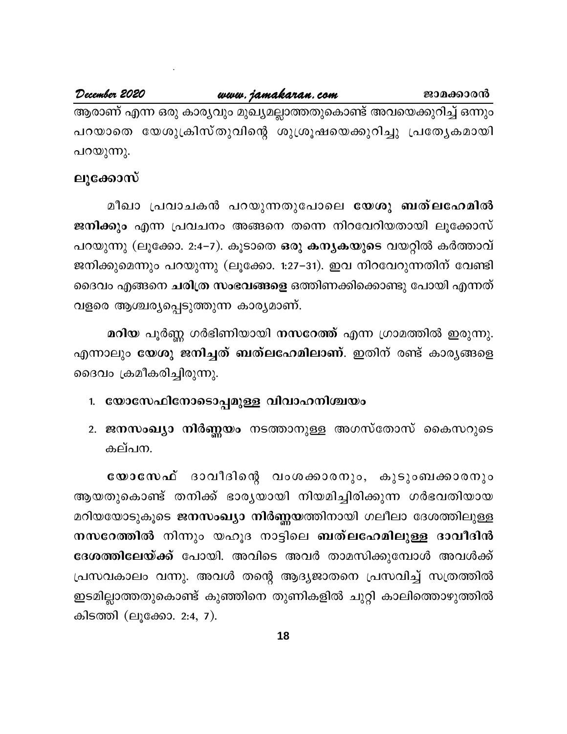ആരാണ് എന്ന ഒരു കാര്യവും മുഖ്യമല്ലാത്തതുകൊണ്ട് അവയെക്കുറിച്ച് ഒന്നും പറയാതെ യേശുക്രിസ്തുവിന്റെ ശുശ്രൂഷയെക്കുറിച്ചു പ്രത്യേകമായി പറയുന്നു.

### ലൂക്കോസ്

മീഖാ പ്രവാചകൻ പറയുന്നതുപോലെ **യേശു ബത്ലഹേമിൽ ജനിക്കും** എന്ന പ്രവചനം അങ്ങനെ തന്നെ നിറവേറിയതായി ലൂക്കോസ് പറയുന്നു (ലൂക്കോ. 2:4–7). കൂടാതെ **ഒരു കന്യകയുടെ** വയറ്റിൽ കർത്താവ് ജനിക്കുമെന്നും പറയുന്നു (ലൂക്കോ. 1:27–31). ഇവ നിറവേറുന്നതിന് വേണ്ടി ദൈവം എങ്ങനെ **ചരിത്ര സംഭവങ്ങളെ** ഒത്തിണക്കിക്കൊണ്ടു പോയി എന്നത് വളരെ ആശ്ചര്യപ്പെടുത്തുന്ന കാര്യമാണ്.

**മറിയ** പൂർണ്ണ ഗർഭിണിയായി **നസറേത്ത്** എന്ന ഗ്രാമത്തിൽ ഇരുന്നു. എന്നാലും **യേശു ജനിച്ചത് ബത്ലഹേമിലാണ്**. ഇതിന് രണ്ട് കാര്യങ്ങളെ ദൈവം ക്രമീകരിച്ചിരുന്നു.

1. **യോസേഫിനോടൊപ്പമുള്ള വിവാഹനിശ്ചയം**
2. **ജനസംഖ്യാ നിർണ്ണയം** നടത്താനുള്ള അഗസ്തോസ് കൈസറുടെ കല്പന.

**യോസേഫ്** ദാവീദിന്റെ വംശക്കാരനും, കുടുംബക്കാരനും ആയതുകൊണ്ട് തനിക്ക് ഭാര്യയായി നിയമിച്ചിരിക്കുന്ന ഗർഭവതിയായ മറിയയോടുകൂടെ **ജനസംഖ്യാ നിർണ്ണയ**ത്തിനായി ഗലീലാ ദേശത്തിലുള്ള **നസറേത്തിൽ** നിന്നും യഹൂദ നാട്ടിലെ **ബത്ലഹേമിലുള്ള ദാവീദിൻ ദേശത്തിലേയ്ക്ക്** പോയി. അവിടെ അവർ താമസിക്കുമ്പോൾ അവൾക്ക് പ്രസവകാലം വന്നു. അവൾ തന്റെ ആദ്യജാതനെ പ്രസവിച്ച് സത്രത്തിൽ ഇടമില്ലാത്തതുകൊണ്ട് കുഞ്ഞിനെ തുണികളിൽ ചുറ്റി കാലിത്തൊഴുത്തിൽ കിടത്തി (ലൂക്കോ. 2:4, 7).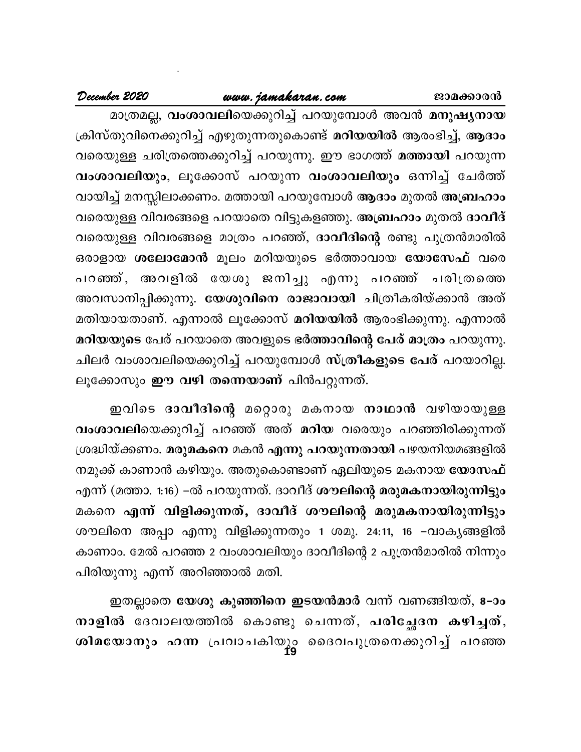മാത്രമല്ല, **വംശാവലി**യെക്കുറിച്ച് പറയുമ്പോൾ അവൻ **മനുഷ്യനായ** ക്രിസ്തുവിനെക്കുറിച്ച് എഴുതുന്നതുകൊണ്ട് **മറിയയിൽ** ആരംഭിച്ച്, **ആദാം** വരെയുള്ള ചരിത്രത്തെക്കുറിച്ച് പറയുന്നു. ഈ ഭാഗത്ത് **മത്തായി** പറയുന്ന **വംശാവലിയും**, ലൂക്കോസ് പറയുന്ന **വംശാവലിയും** ഒന്നിച്ച് ചേർത്ത് വായിച്ച് മനസ്സിലാക്കണം. മത്തായി പറയുമ്പോൾ **ആദാം** മുതൽ **അബ്രഹാം** വരെയുള്ള വിവരങ്ങളെ പറയാതെ വിട്ടുകളഞ്ഞു. **അബ്രഹാം** മുതൽ **ദാവീദ്** വരെയുള്ള വിവരങ്ങളെ മാത്രം പറഞ്ഞ്, **ദാവീദിന്റെ** രണ്ടു പുത്രൻമാരിൽ ഒരാളായ **ശലോമോൻ** മൂലം മറിയയുടെ ഭർത്താവായ **യോസേഫ്** വരെ പറഞ്ഞ്, അവളിൽ യേശു ജനിച്ചു എന്നു പറഞ്ഞ് ചരിത്രത്തെ അവസാനിപ്പിക്കുന്നു. **യേശുവിനെ രാജാവായി** ചിത്രീകരിയ്ക്കാൻ അത് മതിയായതാണ്. എന്നാൽ ലൂക്കോസ് **മറിയയിൽ** ആരംഭിക്കുന്നു. എന്നാൽ **മറിയയുടെ** പേര് പറയാതെ അവളുടെ **ഭർത്താവിന്റെ പേര് മാത്രം** പറയുന്നു. ചിലർ വംശാവലിയെക്കുറിച്ച് പറയുമ്പോൾ **സ്ത്രീകളുടെ പേര്** പറയാറില്ല. ലൂക്കോസും **ഈ വഴി തന്നെയാണ്** പിൻപറ്റുന്നത്.

ഇവിടെ **ദാവീദിന്റെ** മറ്റൊരു മകനായ **നാഥാൻ** വഴിയായുള്ള **വംശാവലി**യെക്കുറിച്ച് പറഞ്ഞ് അത് **മറിയ** വരെയും പറഞ്ഞിരിക്കുന്നത് ശ്രദ്ധിയ്ക്കണം. **മരുമകനെ** മകൻ **എന്നു പറയുന്നതായി** പഴയനിയമങ്ങളിൽ നമുക്ക് കാണാൻ കഴിയും. അതുകൊണ്ടാണ് ഏലിയുടെ മകനായ **യോസഫ്** എന്ന് (മത്താ. 1:16) –ൽ പറയുന്നത്. ദാവീദ് **ശൗലിന്റെ മരുമകനായിരുന്നിട്ടും** മകനെ **എന്ന് വിളിക്കുന്നത്, ദാവീദ് ശൗലിന്റെ മരുമകനായിരുന്നിട്ടും** ശൗലിനെ അപ്പാ എന്നു വിളിക്കുന്നതും 1 ശമു. 24:11, 16 –വാക്യങ്ങളിൽ കാണാം. മേൽ പറഞ്ഞ 2 വംശാവലിയും ദാവീദിന്റെ 2 പുത്രൻമാരിൽ നിന്നും പിരിയുന്നു എന്ന് അറിഞ്ഞാൽ മതി.

ഇതല്ലാതെ **യേശു കുഞ്ഞിനെ ഇടയൻമാർ** വന്ന് വണങ്ങിയത്, **8–ാം നാളിൽ** ദേവാലയത്തിൽ കൊണ്ടു ചെന്നത്, **പരിച്ഛേദന കഴിച്ചത്**, **ശിമയോനും ഹന്ന** പ്രവാചകിയും ദൈവപുത്രനെക്കുറിച്ച് പറഞ്ഞ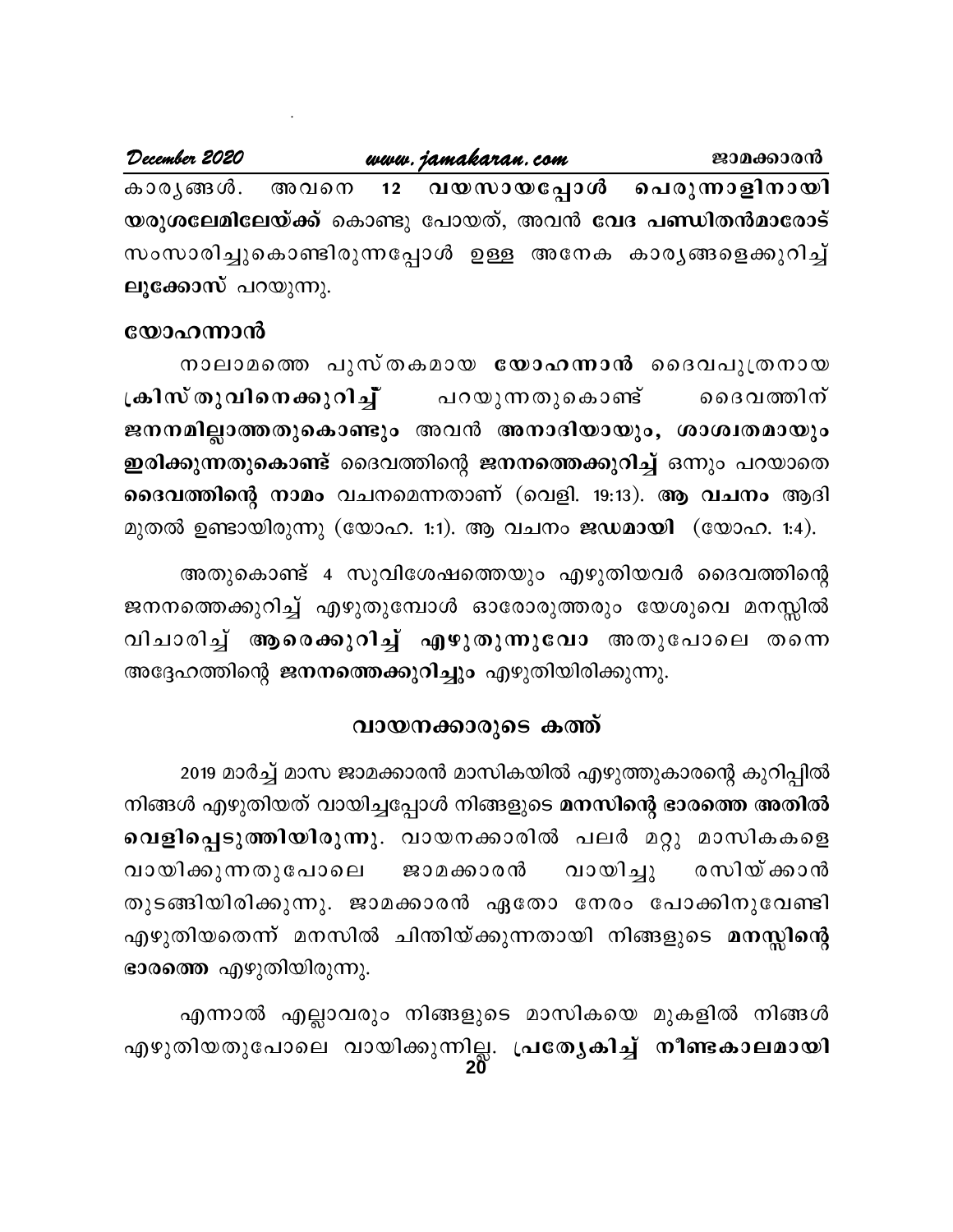കാര്യങ്ങൾ. അവനെ **12 വയസായപ്പോൾ പെരുന്നാളിനായി യരുശലേമിലേയ്ക്ക്** കൊണ്ടു പോയത്, അവൻ **വേദ പണ്ഡിതൻമാരോട്** സംസാരിച്ചുകൊണ്ടിരുന്നപ്പോൾ ഉള്ള അനേക കാര്യങ്ങളെക്കുറിച്ച് **ലൂക്കോസ്** പറയുന്നു.

### യോഹന്നാൻ

നാലാമത്തെ പുസ്തകമായ **യോഹന്നാൻ** ദൈവപുത്രനായ **ക്രിസ്തുവിനെക്കുറിച്ച്** പറയുന്നതുകൊണ്ട് ദൈവത്തിന് **ജനനമില്ലാത്തതുകൊണ്ടും** അവൻ **അനാദിയായും, ശാശ്വതമായും ഇരിക്കുന്നതുകൊണ്ട്** ദൈവത്തിന്റെ **ജനനത്തെക്കുറിച്ച്** ഒന്നും പറയാതെ **ദൈവത്തിന്റെ നാമം** വചനമെന്നതാണ് (വെളി. 19:13). **ആ വചനം** ആദി മുതൽ ഉണ്ടായിരുന്നു (യോഹ. 1:1). ആ വചനം **ജഡമായി** (യോഹ. 1:4).

അതുകൊണ്ട് 4 സുവിശേഷത്തെയും എഴുതിയവർ ദൈവത്തിന്റെ ജനനത്തെക്കുറിച്ച് എഴുതുമ്പോൾ ഓരോരുത്തരും യേശുവെ മനസ്സിൽ വിചാരിച്ച് **ആരെക്കുറിച്ച് എഴുതുന്നുവോ** അതുപോലെ തന്നെ അദ്ദേഹത്തിന്റെ **ജനനത്തെക്കുറിച്ചും** എഴുതിയിരിക്കുന്നു.

## വായനക്കാരുടെ കത്ത്

2019 മാർച്ച് മാസ ജാമക്കാരൻ മാസികയിൽ എഴുത്തുകാരന്റെ കുറിപ്പിൽ നിങ്ങൾ എഴുതിയത് വായിച്ചപ്പോൾ നിങ്ങളുടെ **മനസിന്റെ ഭാരത്തെ അതിൽ വെളിപ്പെടുത്തിയിരുന്നു**. വായനക്കാരിൽ പലർ മറ്റു മാസികകളെ വായിക്കുന്നതുപോലെ ജാമക്കാരൻ വായിച്ചു രസിയ്ക്കാൻ തുടങ്ങിയിരിക്കുന്നു. ജാമക്കാരൻ ഏതോ നേരം പോക്കിനുവേണ്ടി എഴുതിയതെന്ന് മനസിൽ ചിന്തിയ്ക്കുന്നതായി നിങ്ങളുടെ **മനസ്സിന്റെ ഭാരത്തെ** എഴുതിയിരുന്നു.

എന്നാൽ എല്ലാവരും നിങ്ങളുടെ മാസികയെ മുകളിൽ നിങ്ങൾ എഴുതിയതുപോലെ വായിക്കുന്നില്ല. **പ്രത്യേകിച്ച് നീണ്ടകാലമായി**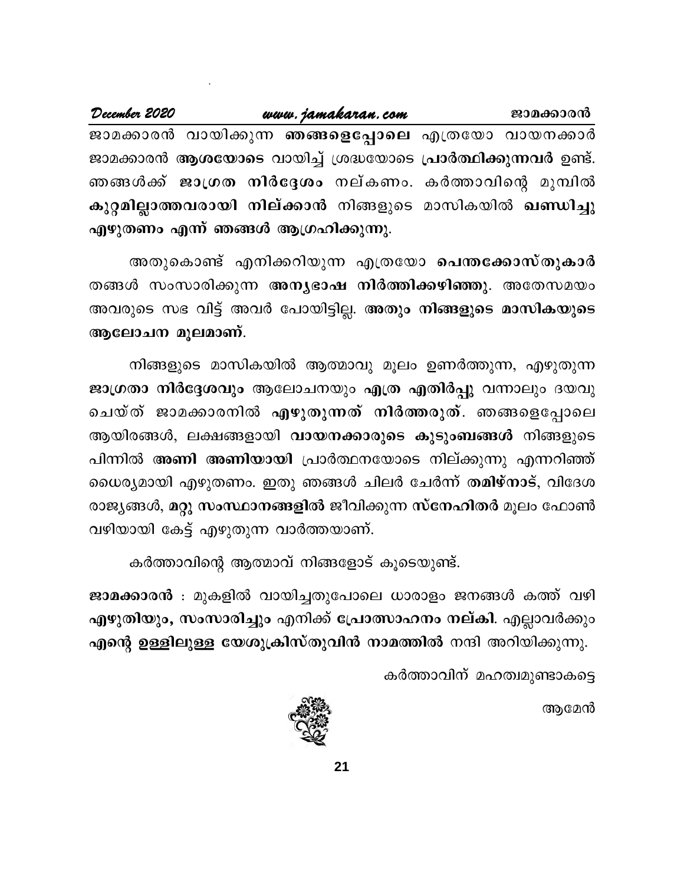ജാമക്കാരൻ വായിക്കുന്ന **ഞങ്ങളെപ്പോലെ** എത്രയോ വായനക്കാർ ജാമക്കാരൻ **ആശയോടെ** വായിച്ച് ശ്രദ്ധയോടെ **പ്രാർത്ഥിക്കുന്നവർ** ഉണ്ട്. ഞങ്ങൾക്ക് **ജാഗ്രത നിർദ്ദേശം** നല്കണം. കർത്താവിന്റെ മുമ്പിൽ **കുറ്റമില്ലാത്തവരായി നില്ക്കാൻ** നിങ്ങളുടെ മാസികയിൽ **ഖണ്ഡിച്ചു എഴുതണം എന്ന് ഞങ്ങൾ ആഗ്രഹിക്കുന്നു.**

അതുകൊണ്ട് എനിക്കറിയുന്ന എത്രയോ **പെന്തക്കോസ്തുകാർ** തങ്ങൾ സംസാരിക്കുന്ന **അന്യഭാഷ നിർത്തിക്കഴിഞ്ഞു.** അതേസമയം അവരുടെ സഭ വിട്ട് അവർ പോയിട്ടില്ല. **അതും നിങ്ങളുടെ മാസികയുടെ ആലോചന മൂലമാണ്.**

നിങ്ങളുടെ മാസികയിൽ ആത്മാവു മൂലം ഉണർത്തുന്ന, എഴുതുന്ന **ജാഗ്രതാ നിർദ്ദേശവും** ആലോചനയും **എത്ര എതിർപ്പു** വന്നാലും ദയവു ചെയ്ത് ജാമക്കാരനിൽ **എഴുതുന്നത് നിർത്തരുത്.** ഞങ്ങളെപ്പോലെ ആയിരങ്ങൾ, ലക്ഷങ്ങളായി **വായനക്കാരുടെ കുടുംബങ്ങൾ** നിങ്ങളുടെ പിന്നിൽ **അണി അണിയായി** പ്രാർത്ഥനയോടെ നില്ക്കുന്നു എന്നറിഞ്ഞ് ധൈര്യമായി എഴുതണം. ഇതു ഞങ്ങൾ ചിലർ ചേർന്ന് **തമിഴ്നാട്**, വിദേശ രാജ്യങ്ങൾ, **മറ്റു സംസ്ഥാനങ്ങളിൽ** ജീവിക്കുന്ന **സ്നേഹിതർ** മൂലം ഫോൺ വഴിയായി കേട്ട് എഴുതുന്ന വാർത്തയാണ്.

കർത്താവിന്റെ ആത്മാവ് നിങ്ങളോട് കൂടെയുണ്ട്.

**ജാമക്കാരൻ** : മുകളിൽ വായിച്ചതുപോലെ ധാരാളം ജനങ്ങൾ കത്ത് വഴി **എഴുതിയും, സംസാരിച്ചും** എനിക്ക് **പ്രോത്സാഹനം നല്കി.** എല്ലാവർക്കും **എന്റെ ഉള്ളിലുള്ള യേശുക്രിസ്തുവിൻ നാമത്തിൽ** നന്ദി അറിയിക്കുന്നു.

കർത്താവിന് മഹത്വമുണ്ടാകട്ടെ

ആമേൻ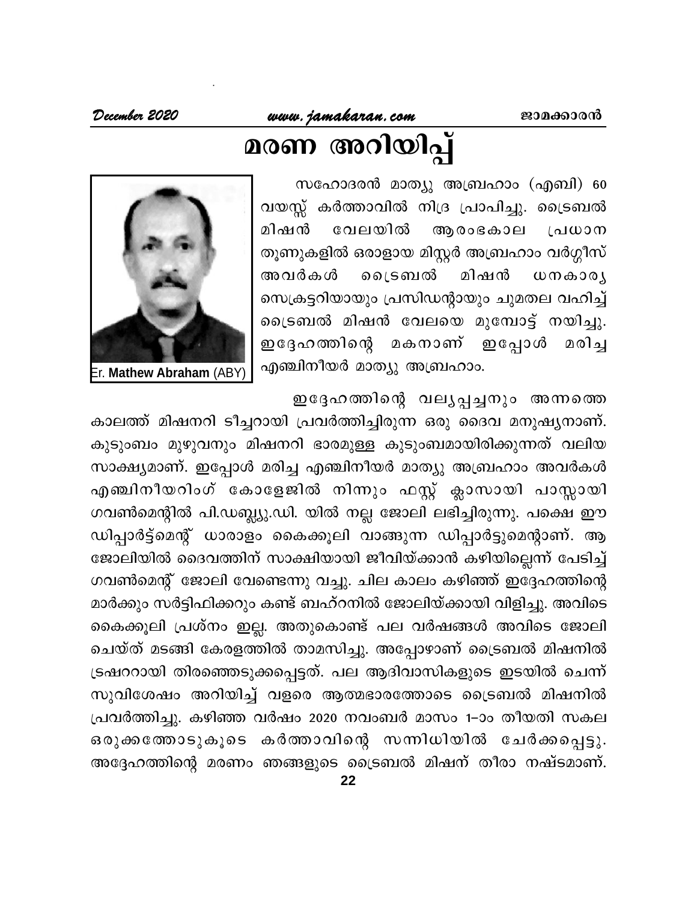# മരണ അറിയിപ്പ്

Er. **Mathew Abraham** (ABY)

സഹോദരൻ മാത്യു അബ്രഹാം (എബി) 60 വയസ്സ് കർത്താവിൽ നിദ്ര പ്രാപിച്ചു. ട്രൈബൽ മിഷൻ വേലയിൽ ആരംഭകാല പ്രധാന തൂണുകളിൽ ഒരാളായ മിസ്റ്റർ അബ്രഹാം വർഗ്ഗീസ് അവർകൾ ട്രൈബൽ മിഷൻ ധനകാര്യ സെക്രട്ടറിയായും പ്രസിഡന്റായും ചുമതല വഹിച്ച് ട്രൈബൽ മിഷൻ വേലയെ മുമ്പോട്ട് നയിച്ചു. ഇദ്ദേഹത്തിന്റെ മകനാണ് ഇപ്പോൾ മരിച്ച എഞ്ചിനീയർ മാത്യു അബ്രഹാം.

ഇദ്ദേഹത്തിന്റെ വല്യപ്പച്ചനും അന്നത്തെ കാലത്ത് മിഷനറി ടീച്ചറായി പ്രവർത്തിച്ചിരുന്ന ഒരു ദൈവ മനുഷ്യനാണ്. കുടുംബം മുഴുവനും മിഷനറി ഭാരമുള്ള കുടുംബമായിരിക്കുന്നത് വലിയ സാക്ഷ്യമാണ്. ഇപ്പോൾ മരിച്ച എഞ്ചിനീയർ മാത്യു അബ്രഹാം അവർകൾ എഞ്ചിനീയറിംഗ് കോളേജിൽ നിന്നും ഫസ്റ്റ് ക്ലാസായി പാസ്സായി ഗവൺമെന്റിൽ പി.ഡബ്ല്യു.ഡി. യിൽ നല്ല ജോലി ലഭിച്ചിരുന്നു. പക്ഷെ ഈ ഡിപ്പാർട്ട്മെന്റ് ധാരാളം കൈക്കൂലി വാങ്ങുന്ന ഡിപ്പാർട്ടുമെന്റാണ്. ആ ജോലിയിൽ ദൈവത്തിന് സാക്ഷിയായി ജീവിയ്ക്കാൻ കഴിയില്ലെന്ന് പേടിച്ച് ഗവൺമെന്റ് ജോലി വേണ്ടെന്നു വച്ചു. ചില കാലം കഴിഞ്ഞ് ഇദ്ദേഹത്തിന്റെ മാർക്കും സർട്ടിഫിക്കറ്റും കണ്ട് ബഹ്റനിൽ ജോലിയ്ക്കായി വിളിച്ചു. അവിടെ കൈക്കൂലി പ്രശ്നം ഇല്ല. അതുകൊണ്ട് പല വർഷങ്ങൾ അവിടെ ജോലി ചെയ്ത് മടങ്ങി കേരളത്തിൽ താമസിച്ചു. അപ്പോഴാണ് ട്രൈബൽ മിഷനിൽ ട്രഷററായി തിരഞ്ഞെടുക്കപ്പെട്ടത്. പല ആദിവാസികളുടെ ഇടയിൽ ചെന്ന് സുവിശേഷം അറിയിച്ച് വളരെ ആത്മഭാരത്തോടെ ട്രൈബൽ മിഷനിൽ പ്രവർത്തിച്ചു. കഴിഞ്ഞ വർഷം 2020 നവംബർ മാസം 1–ാം തീയതി സകല ഒരുക്കത്തോടുകൂടെ കർത്താവിന്റെ സന്നിധിയിൽ ചേർക്കപ്പെട്ടു. അദ്ദേഹത്തിന്റെ മരണം ഞങ്ങളുടെ ട്രൈബൽ മിഷന് തീരാ നഷ്ടമാണ്.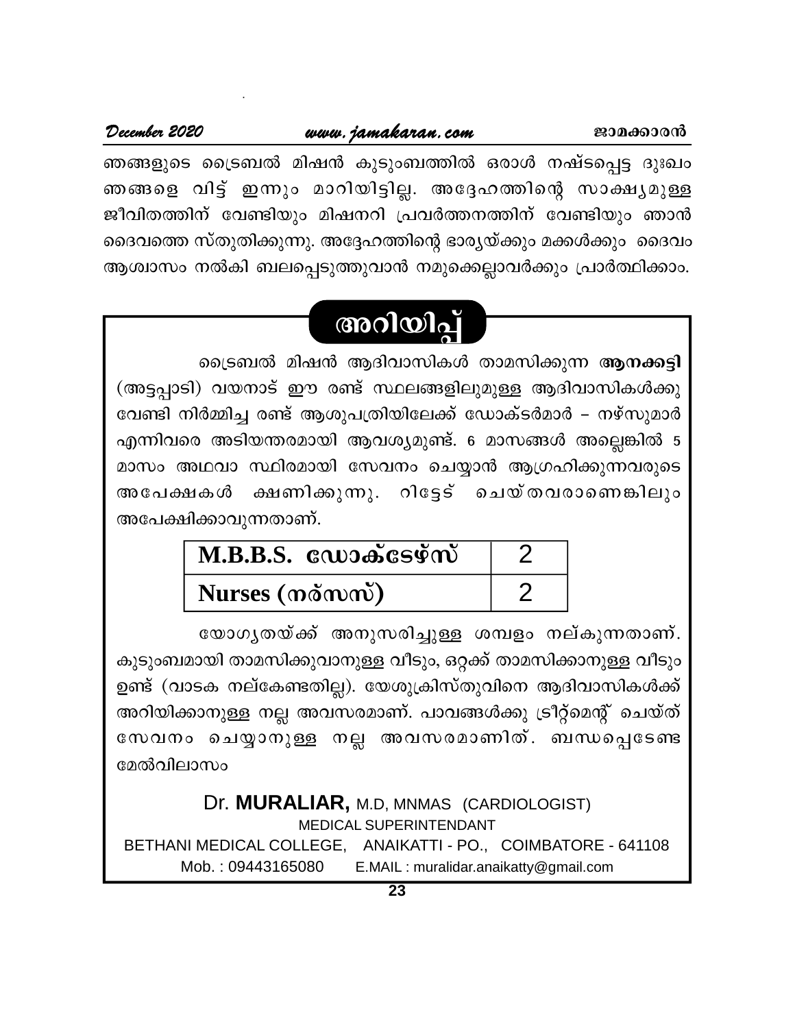ഞങ്ങളുടെ ട്രൈബൽ മിഷൻ കുടുംബത്തിൽ ഒരാൾ നഷ്ടപ്പെട്ട ദുഃഖം ഞങ്ങളെ വിട്ട് ഇന്നും മാറിയിട്ടില്ല. അദ്ദേഹത്തിന്റെ സാക്ഷ്യമുള്ള ജീവിതത്തിന് വേണ്ടിയും മിഷനറി പ്രവർത്തനത്തിന് വേണ്ടിയും ഞാൻ ദൈവത്തെ സ്തുതിക്കുന്നു. അദ്ദേഹത്തിന്റെ ഭാര്യയ്ക്കും മക്കൾക്കും ദൈവം ആശ്വാസം നൽകി ബലപ്പെടുത്തുവാൻ നമുക്കെല്ലാവർക്കും പ്രാർത്ഥിക്കാം.

## അറിയിപ്പ്

ട്രൈബൽ മിഷൻ ആദിവാസികൾ താമസിക്കുന്ന **ആനക്കട്ടി** (അട്ടപ്പാടി) വയനാട് ഈ രണ്ട് സ്ഥലങ്ങളിലുമുള്ള ആദിവാസികൾക്കു വേണ്ടി നിർമ്മിച്ച രണ്ട് ആശുപത്രിയിലേക്ക് ഡോക്ടർമാർ – നഴ്സുമാർ എന്നിവരെ അടിയന്തരമായി ആവശ്യമുണ്ട്. 6 മാസങ്ങൾ അല്ലെങ്കിൽ 5 മാസം അഥവാ സ്ഥിരമായി സേവനം ചെയ്യാൻ ആഗ്രഹിക്കുന്നവരുടെ അപേക്ഷകൾ ക്ഷണിക്കുന്നു. റിട്ടേട് ചെയ്തവരാണെങ്കിലും അപേക്ഷിക്കാവുന്നതാണ്.

| **M.B.B.S. ഡോക്ടേഴ്സ്** | 2 |
|---|---|
| **Nurses (നഴ്സസ്)** | 2 |

യോഗ്യതയ്ക്ക് അനുസരിച്ചുള്ള ശമ്പളം നല്കുന്നതാണ്. കുടുംബമായി താമസിക്കുവാനുള്ള വീടും, ഒറ്റക്ക് താമസിക്കാനുള്ള വീടും ഉണ്ട് (വാടക നല്കേണ്ടതില്ല). യേശുക്രിസ്തുവിനെ ആദിവാസികൾക്ക് അറിയിക്കാനുള്ള നല്ല അവസരമാണ്. പാവങ്ങൾക്കു ട്രീറ്റ്മെന്റ് ചെയ്ത് സേവനം ചെയ്യാനുള്ള നല്ല അവസരമാണിത്. ബന്ധപ്പെടേണ്ട മേൽവിലാസം

Dr. **MURALIAR,** M.D, MNMAS (CARDIOLOGIST)
MEDICAL SUPERINTENDANT
BETHANI MEDICAL COLLEGE, ANAIKATTI - PO., COIMBATORE - 641108
Mob. : 09443165080 E.MAIL : muralidar.anaikatty@gmail.com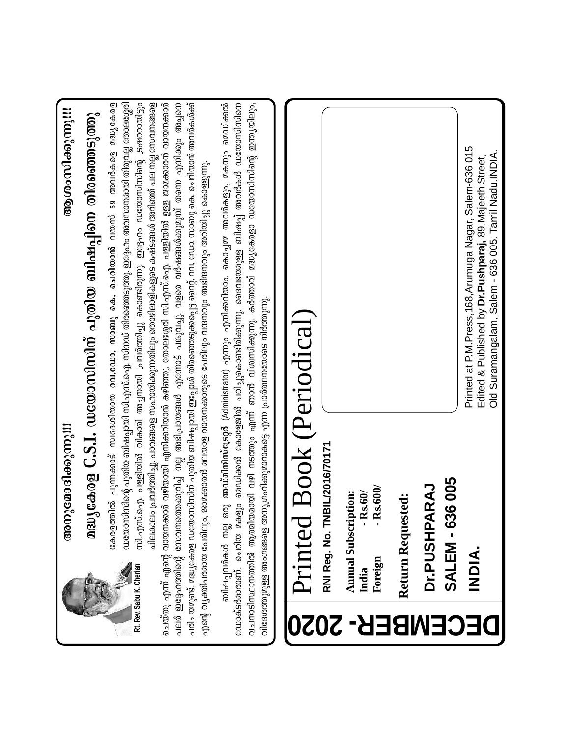അനുമോദിക്കുന്നു!!! ആശംസിക്കുന്നു!!!

# മദ്ധ്യകേരള C.S.I. ഡയോസിസിന് പുതിയ ബിഷപ്പിനെ തിരഞ്ഞെടുത്തു

Rt. Rev. Sabu K. Cherian

കേരളത്തിൽ പുന്നക്കാട് സ്വദേശിയായ **റവ.ഡോ. സാബു കെ. ചെറിയാൻ** വയസ് 59 അവർകളെ മദ്ധ്യകേരള ഡയോസിസിന്റെ പുതിയ ബിഷപ്പായി സി.എസ്.ഐ. സിനഡ് തിരഞ്ഞെടുത്തു. ഇദ്ദേഹം അവസാനമായി തിരുവല്ല തോലശ്ശേരി സി.എസ്.ഐ. പള്ളിയിൽ വികാരി അച്ചനായി പ്രവർത്തിച്ചു കൊണ്ടിരുന്നു. ഇദ്ദേഹം ഡയോസിസിന്റെ ട്രഷററായിട്ടും പലകാലം പ്രവർത്തിച്ചു. പാവങ്ങളെ സഹായിക്കുന്നതിലും തൊഴിലാളികളുടെ കഷ്ടങ്ങൾ അറിഞ്ഞ് പല നല്ല സേവനങ്ങളെ ചെയ്തു എന്ന് എന്റെ വായനക്കാർ വഴിയായി എനിക്കറിയാൻ കഴിഞ്ഞു. തോലശ്ശേരി സി.എസ്.ഐ. പള്ളിയിൽ ഉള്ള ജാമക്കാരൻ വായനക്കാർ പലർ ഇദ്ദേഹത്തിന്റെ സേവനത്തെക്കുറിച്ച് നല്ല അഭിപ്രായങ്ങൾ എന്നോട് പങ്കുവച്ചു. വളരെ വർഷങ്ങൾക്കുമുമ്പ് തന്നെ എനിക്കും അച്ചനെ പരിചയമുണ്ട്. മദ്ധ്യകേരള ഡയോസിസിന് പുതിയ ബിഷപ്പായി ഇപ്പോൾ തിരഞ്ഞെടുക്കപ്പെട്ട റൈറ്റ്. റവ. ഡോ. സാബു കെ. ചെറിയാൻ അവർകൾക്ക് എന്റെ വ്യക്തിപരമായ പേരിലും, ജാമക്കാരൻ മലയാള വായനക്കാരുടെ പേരിലും വന്ദനവും അഭിനന്ദനവും അറിയിച്ചു കൊള്ളുന്നു.

ബിഷപ്പവർകൾ നല്ല ഒരു **അഡ്മിനിസ്ട്രേറ്റർ** (Administrator) എന്നും എനിക്കറിയാം. കൊച്ചുമ്മ അവർകളും, മകനും മെഡിക്കൽ ഡോക്ടർമാരാണ്. ചെറിയ മകളും മെഡിക്കൽ കോളേജിൽ പഠിച്ചുകൊണ്ടിരിക്കുന്നു. ദൈവഭയമുള്ള ബിഷപ്പ് അവർകൾ ഡയോസിസിനെ വചനാടിസ്ഥാനത്തിൽ ആത്മീയമായി വഴി നടത്തും എന്ന് ഞാൻ വിശ്വസിക്കുന്നു. കർത്താവ് മദ്ധ്യകേരളാ ഡയോസിസിന്റെ ഇത്തുതിയിലും, വിശ്വാസത്തിലുമുള്ള അംഗങ്ങളെ അനുഗ്രഹിക്കുമാറാകട്ടെ എന്ന പ്രാർത്ഥനയോടെ നിർത്തുന്നു.

---

**DECEMBER- 2020**

# Printed Book (Periodical)

**RNI Reg. No. TNBIL/2016/70171**

**Annual Subscription:**
**India - Rs.60/**
**Foreign - Rs.600/**

**Return Requested:**

**Dr.PUSHPARAJ**
**SALEM - 636 005**
**INDIA.**

Printed at P.M.Press,168,Arumuga Nagar, Salem-636 015
Edited & Published by **Dr.Pushparaj,** 89.Majeeth Street,
Old Suramangalam, Salem - 636 005. Tamil Nadu.INDIA.